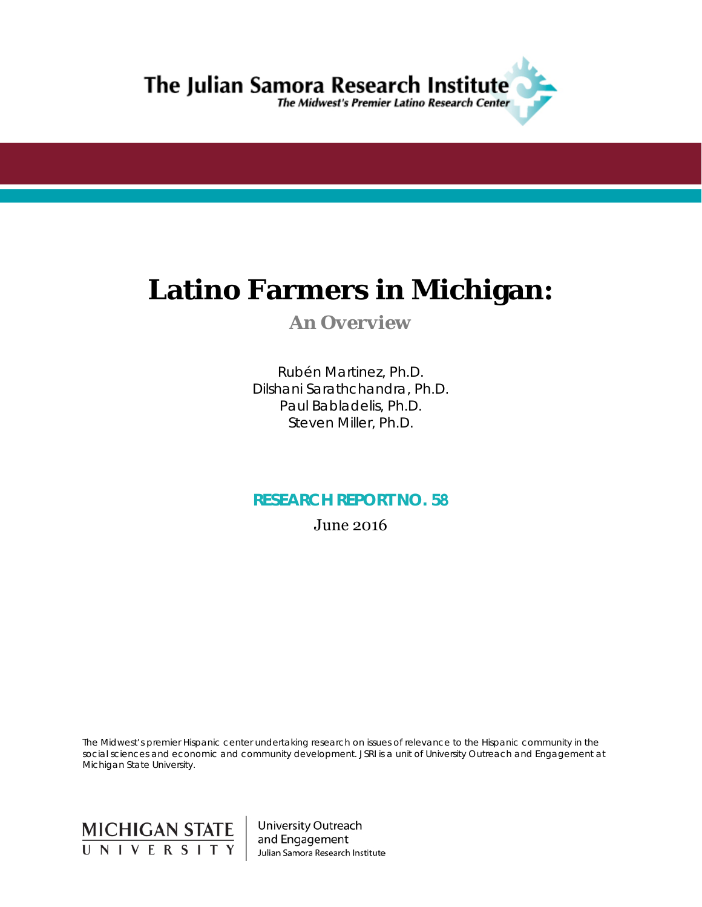The Julian Samora Research Institute

*The Midwest's Premier Latino Research Center*

# Latino Farmers in Michigan:

## An Overview

Rubén Martinez, Ph.D.
Dilshani Sarathchandra, Ph.D.
Paul Babladelis, Ph.D.
Steven Miller, Ph.D.

**RESEARCH REPORT NO. 58**

June 2016

*The Midwest's premier Hispanic center undertaking research on issues of relevance to the Hispanic community in the social sciences and economic and community development. JSRI is a unit of University Outreach and Engagement at Michigan State University.*

MICHIGAN STATE UNIVERSITY

University Outreach and Engagement
Julian Samora Research Institute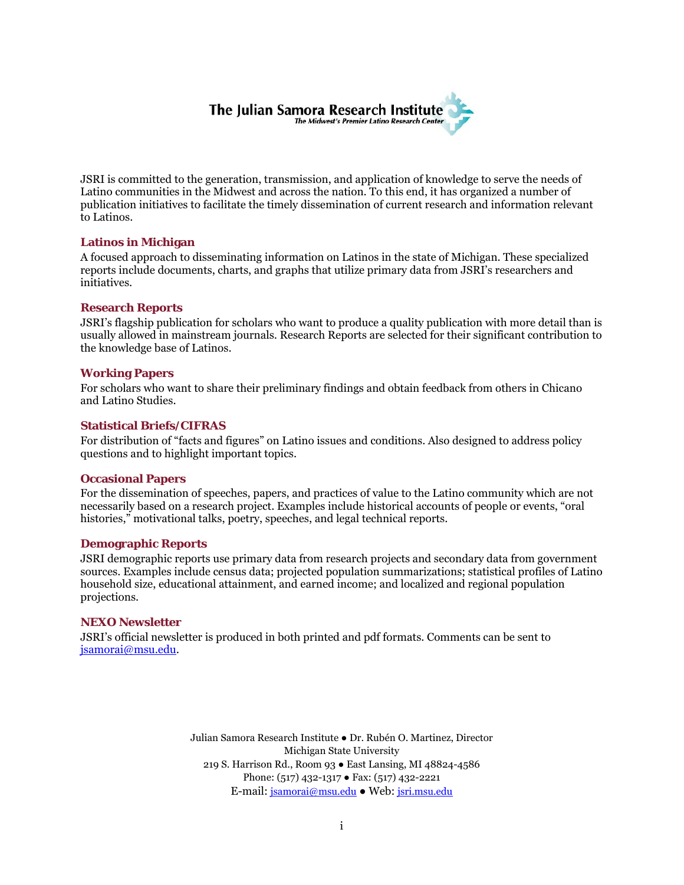# The Julian Samora Research Institute

*The Midwest's Premier Latino Research Center*

JSRI is committed to the generation, transmission, and application of knowledge to serve the needs of Latino communities in the Midwest and across the nation. To this end, it has organized a number of publication initiatives to facilitate the timely dissemination of current research and information relevant to Latinos.

### Latinos in Michigan

A focused approach to disseminating information on Latinos in the state of Michigan. These specialized reports include documents, charts, and graphs that utilize primary data from JSRI's researchers and initiatives.

### Research Reports

JSRI's flagship publication for scholars who want to produce a quality publication with more detail than is usually allowed in mainstream journals. Research Reports are selected for their significant contribution to the knowledge base of Latinos.

### Working Papers

For scholars who want to share their preliminary findings and obtain feedback from others in Chicano and Latino Studies.

### Statistical Briefs/CIFRAS

For distribution of "facts and figures" on Latino issues and conditions. Also designed to address policy questions and to highlight important topics.

### Occasional Papers

For the dissemination of speeches, papers, and practices of value to the Latino community which are not necessarily based on a research project. Examples include historical accounts of people or events, "oral histories," motivational talks, poetry, speeches, and legal technical reports.

### Demographic Reports

JSRI demographic reports use primary data from research projects and secondary data from government sources. Examples include census data; projected population summarizations; statistical profiles of Latino household size, educational attainment, and earned income; and localized and regional population projections.

### NEXO Newsletter

JSRI's official newsletter is produced in both printed and pdf formats. Comments can be sent to jsamorai@msu.edu.

Julian Samora Research Institute ● Dr. Rubén O. Martinez, Director
Michigan State University
219 S. Harrison Rd., Room 93 ● East Lansing, MI 48824-4586
Phone: (517) 432-1317 ● Fax: (517) 432-2221
E-mail: jsamorai@msu.edu ● Web: jsri.msu.edu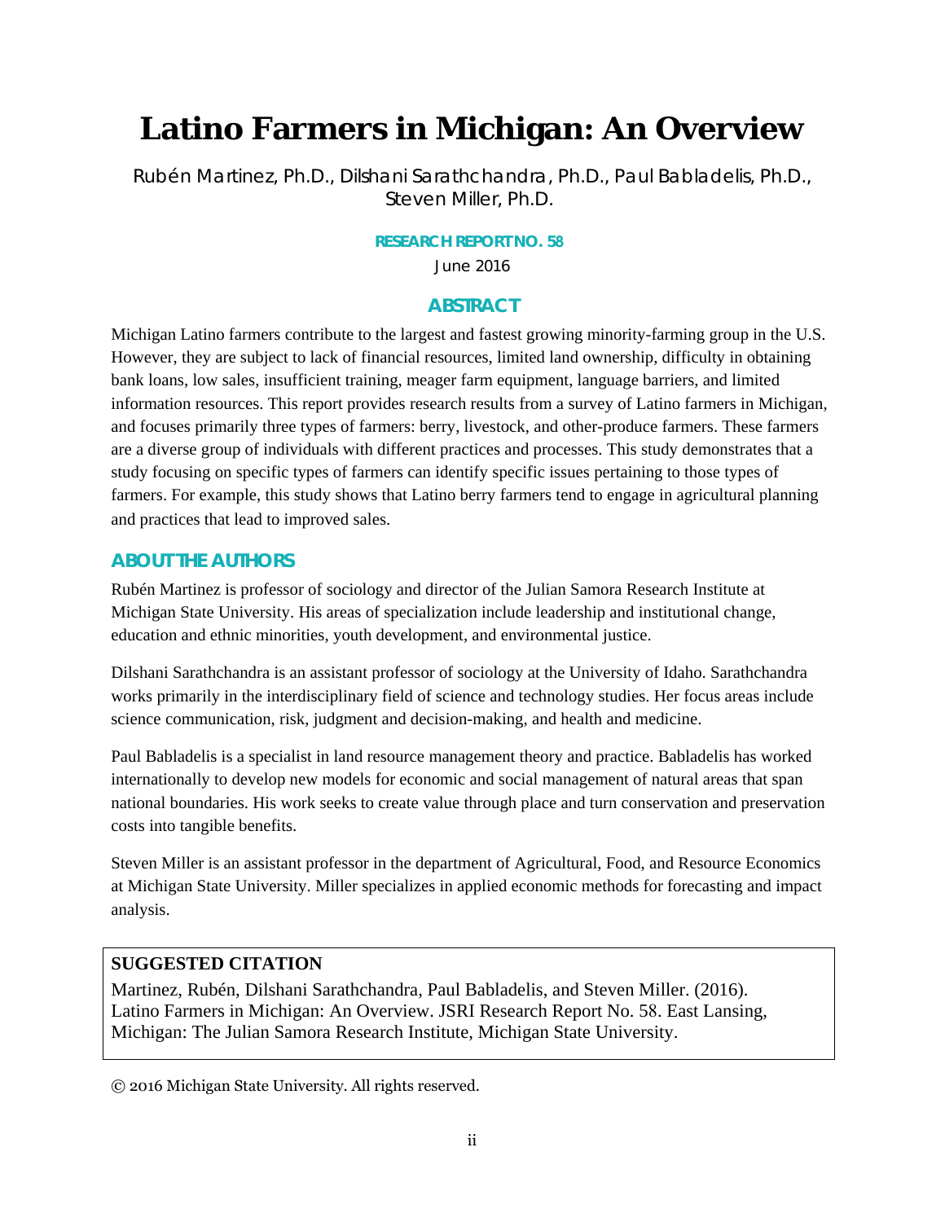# Latino Farmers in Michigan: An Overview

Rubén Martinez, Ph.D., Dilshani Sarathchandra, Ph.D., Paul Babladelis, Ph.D., Steven Miller, Ph.D.

**RESEARCH REPORT NO. 58**

June 2016

## ABSTRACT

Michigan Latino farmers contribute to the largest and fastest growing minority-farming group in the U.S. However, they are subject to lack of financial resources, limited land ownership, difficulty in obtaining bank loans, low sales, insufficient training, meager farm equipment, language barriers, and limited information resources. This report provides research results from a survey of Latino farmers in Michigan, and focuses primarily three types of farmers: berry, livestock, and other-produce farmers. These farmers are a diverse group of individuals with different practices and processes. This study demonstrates that a study focusing on specific types of farmers can identify specific issues pertaining to those types of farmers. For example, this study shows that Latino berry farmers tend to engage in agricultural planning and practices that lead to improved sales.

## ABOUT THE AUTHORS

Rubén Martinez is professor of sociology and director of the Julian Samora Research Institute at Michigan State University. His areas of specialization include leadership and institutional change, education and ethnic minorities, youth development, and environmental justice.

Dilshani Sarathchandra is an assistant professor of sociology at the University of Idaho. Sarathchandra works primarily in the interdisciplinary field of science and technology studies. Her focus areas include science communication, risk, judgment and decision-making, and health and medicine.

Paul Babladelis is a specialist in land resource management theory and practice. Babladelis has worked internationally to develop new models for economic and social management of natural areas that span national boundaries. His work seeks to create value through place and turn conservation and preservation costs into tangible benefits.

Steven Miller is an assistant professor in the department of Agricultural, Food, and Resource Economics at Michigan State University. Miller specializes in applied economic methods for forecasting and impact analysis.

**SUGGESTED CITATION**

Martinez, Rubén, Dilshani Sarathchandra, Paul Babladelis, and Steven Miller. (2016). Latino Farmers in Michigan: An Overview. JSRI Research Report No. 58. East Lansing, Michigan: The Julian Samora Research Institute, Michigan State University.

© 2016 Michigan State University. All rights reserved.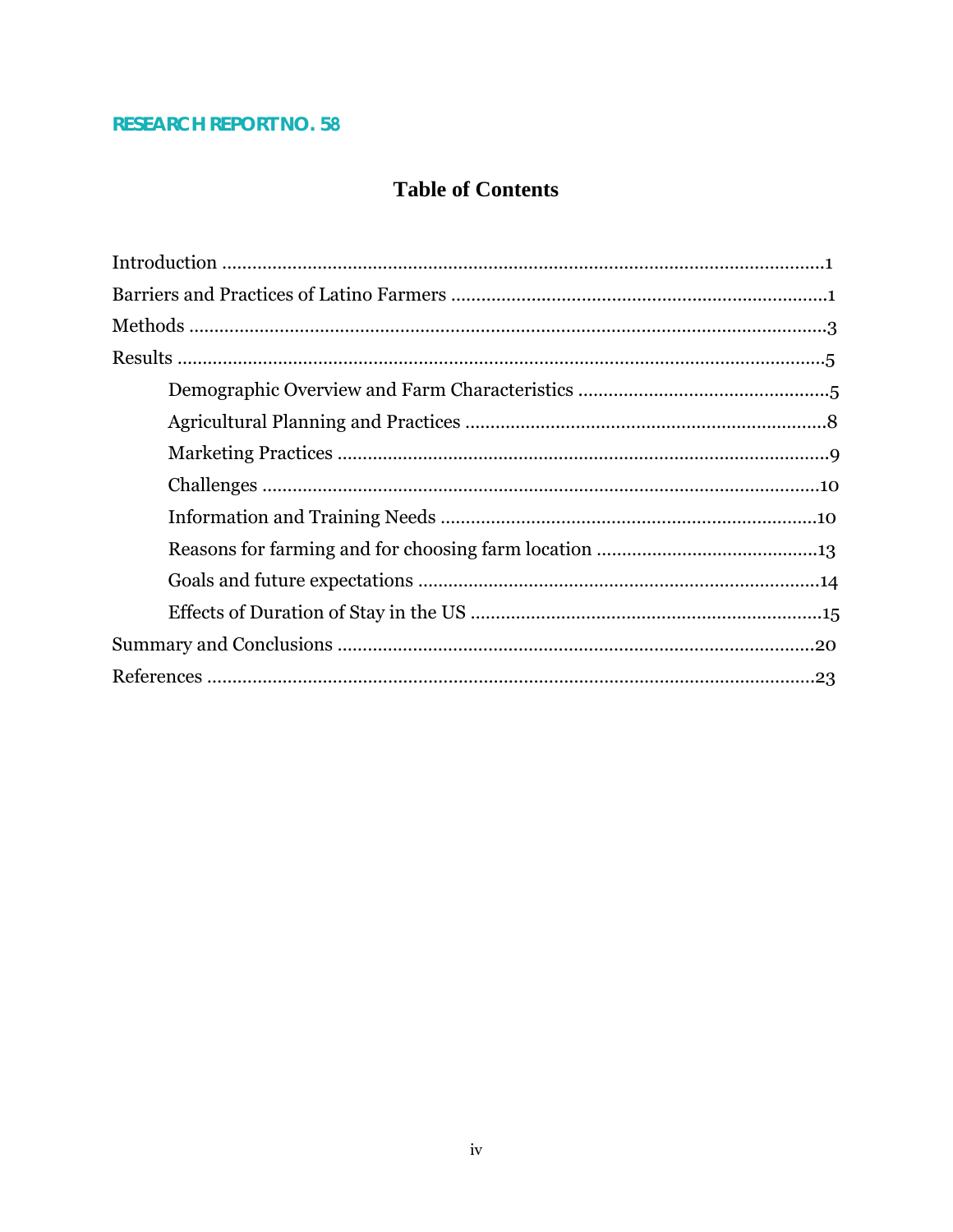RESEARCH REPORT NO. 58

# Table of Contents

Introduction .....................................................................................................................1

Barriers and Practices of Latino Farmers ..........................................................................1

Methods .............................................................................................................................3

Results ...............................................................................................................................5

- Demographic Overview and Farm Characteristics ..................................................5
- Agricultural Planning and Practices .......................................................................8
- Marketing Practices .................................................................................................9
- Challenges .............................................................................................................10
- Information and Training Needs ..........................................................................10
- Reasons for farming and for choosing farm location ............................................13
- Goals and future expectations ...............................................................................14
- Effects of Duration of Stay in the US .....................................................................15

Summary and Conclusions .............................................................................................20

References .......................................................................................................................23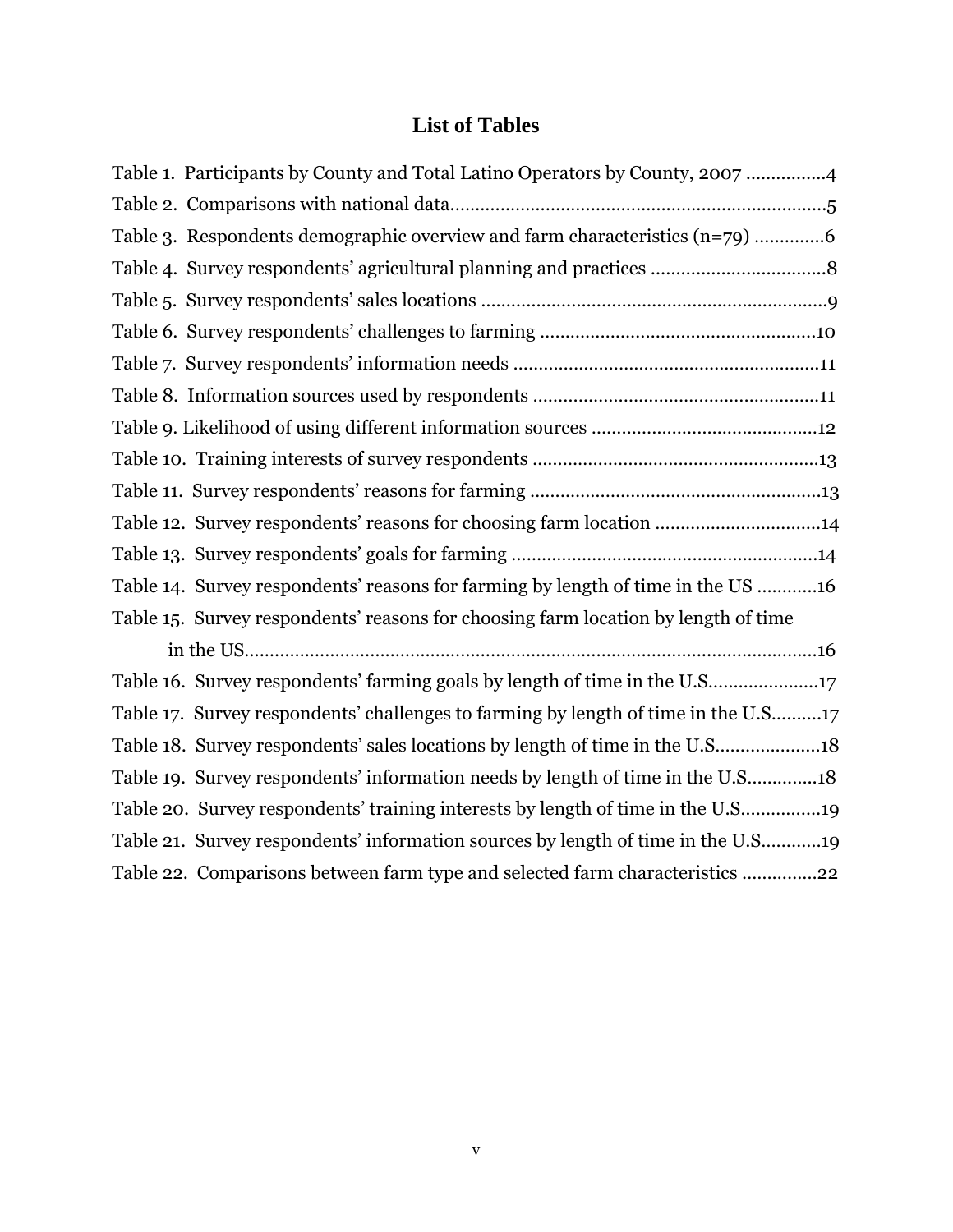# List of Tables

Table 1. Participants by County and Total Latino Operators by County, 2007 ................4

Table 2. Comparisons with national data..........................................................................5

Table 3. Respondents demographic overview and farm characteristics (n=79) .............6

Table 4. Survey respondents' agricultural planning and practices ..................................8

Table 5. Survey respondents' sales locations ....................................................................9

Table 6. Survey respondents' challenges to farming ......................................................10

Table 7. Survey respondents' information needs ............................................................11

Table 8. Information sources used by respondents ........................................................11

Table 9. Likelihood of using different information sources .............................................12

Table 10. Training interests of survey respondents ........................................................13

Table 11. Survey respondents' reasons for farming ..........................................................13

Table 12. Survey respondents' reasons for choosing farm location ................................14

Table 13. Survey respondents' goals for farming .............................................................14

Table 14. Survey respondents' reasons for farming by length of time in the US ............16

Table 15. Survey respondents' reasons for choosing farm location by length of time in the US..................................................................................................................16

Table 16. Survey respondents' farming goals by length of time in the U.S......................17

Table 17. Survey respondents' challenges to farming by length of time in the U.S..........17

Table 18. Survey respondents' sales locations by length of time in the U.S....................18

Table 19. Survey respondents' information needs by length of time in the U.S.............18

Table 20. Survey respondents' training interests by length of time in the U.S...............19

Table 21. Survey respondents' information sources by length of time in the U.S...........19

Table 22. Comparisons between farm type and selected farm characteristics ..............22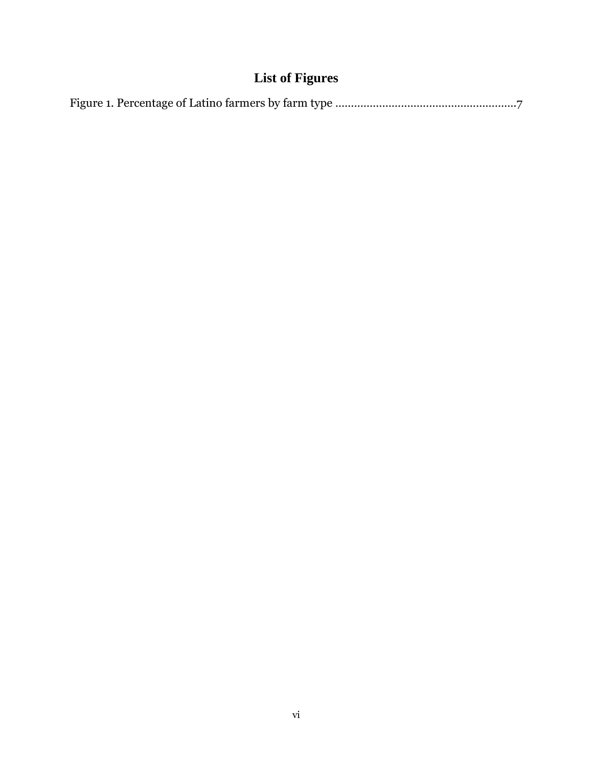## List of Figures

Figure 1. Percentage of Latino farmers by farm type ........................................................7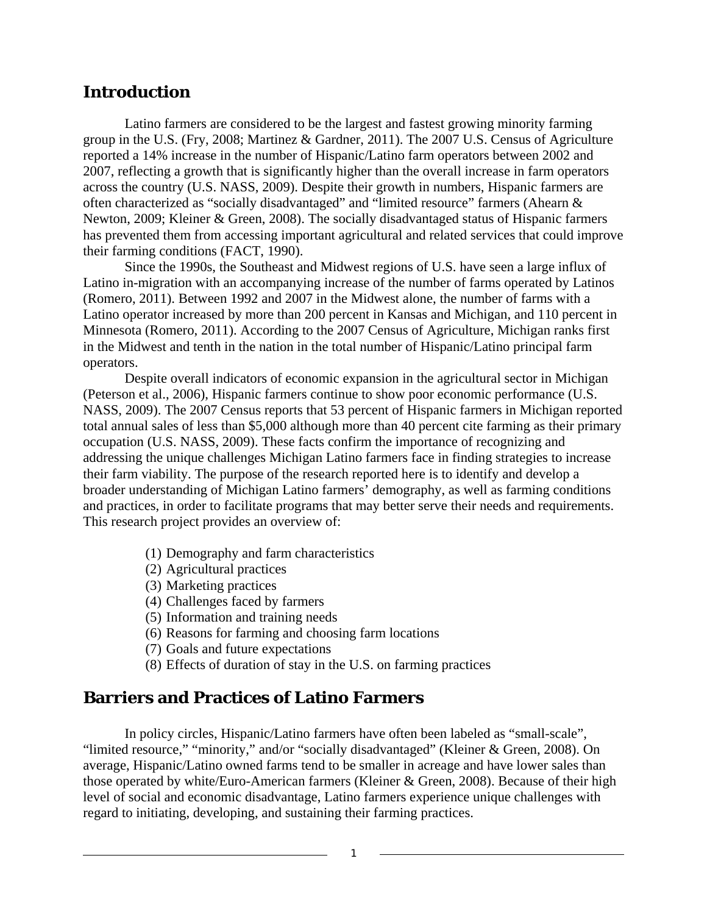## Introduction

Latino farmers are considered to be the largest and fastest growing minority farming group in the U.S. (Fry, 2008; Martinez & Gardner, 2011). The 2007 U.S. Census of Agriculture reported a 14% increase in the number of Hispanic/Latino farm operators between 2002 and 2007, reflecting a growth that is significantly higher than the overall increase in farm operators across the country (U.S. NASS, 2009). Despite their growth in numbers, Hispanic farmers are often characterized as "socially disadvantaged" and "limited resource" farmers (Ahearn & Newton, 2009; Kleiner & Green, 2008). The socially disadvantaged status of Hispanic farmers has prevented them from accessing important agricultural and related services that could improve their farming conditions (FACT, 1990).

Since the 1990s, the Southeast and Midwest regions of U.S. have seen a large influx of Latino in-migration with an accompanying increase of the number of farms operated by Latinos (Romero, 2011). Between 1992 and 2007 in the Midwest alone, the number of farms with a Latino operator increased by more than 200 percent in Kansas and Michigan, and 110 percent in Minnesota (Romero, 2011). According to the 2007 Census of Agriculture, Michigan ranks first in the Midwest and tenth in the nation in the total number of Hispanic/Latino principal farm operators.

Despite overall indicators of economic expansion in the agricultural sector in Michigan (Peterson et al., 2006), Hispanic farmers continue to show poor economic performance (U.S. NASS, 2009). The 2007 Census reports that 53 percent of Hispanic farmers in Michigan reported total annual sales of less than $5,000 although more than 40 percent cite farming as their primary occupation (U.S. NASS, 2009). These facts confirm the importance of recognizing and addressing the unique challenges Michigan Latino farmers face in finding strategies to increase their farm viability. The purpose of the research reported here is to identify and develop a broader understanding of Michigan Latino farmers' demography, as well as farming conditions and practices, in order to facilitate programs that may better serve their needs and requirements. This research project provides an overview of:

(1) Demography and farm characteristics
(2) Agricultural practices
(3) Marketing practices
(4) Challenges faced by farmers
(5) Information and training needs
(6) Reasons for farming and choosing farm locations
(7) Goals and future expectations
(8) Effects of duration of stay in the U.S. on farming practices

## Barriers and Practices of Latino Farmers

In policy circles, Hispanic/Latino farmers have often been labeled as "small-scale", "limited resource," "minority," and/or "socially disadvantaged" (Kleiner & Green, 2008). On average, Hispanic/Latino owned farms tend to be smaller in acreage and have lower sales than those operated by white/Euro-American farmers (Kleiner & Green, 2008). Because of their high level of social and economic disadvantage, Latino farmers experience unique challenges with regard to initiating, developing, and sustaining their farming practices.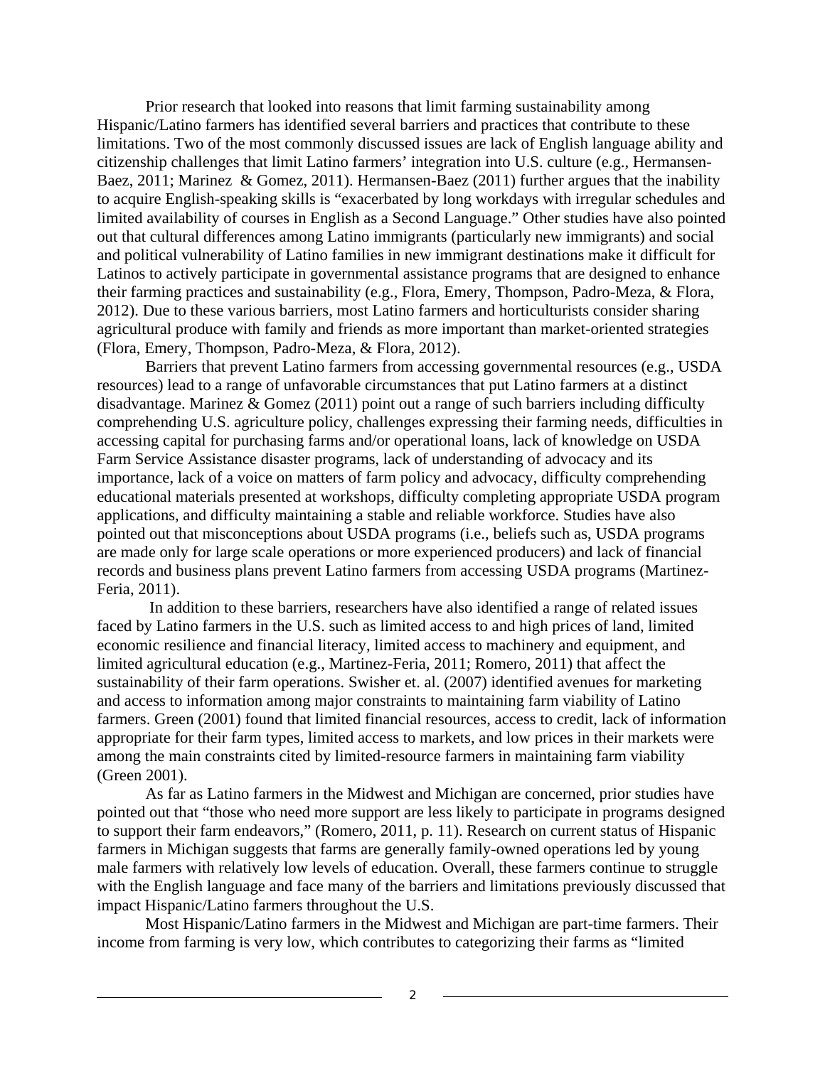Prior research that looked into reasons that limit farming sustainability among Hispanic/Latino farmers has identified several barriers and practices that contribute to these limitations. Two of the most commonly discussed issues are lack of English language ability and citizenship challenges that limit Latino farmers' integration into U.S. culture (e.g., Hermansen-Baez, 2011; Marinez  & Gomez, 2011). Hermansen-Baez (2011) further argues that the inability to acquire English-speaking skills is "exacerbated by long workdays with irregular schedules and limited availability of courses in English as a Second Language." Other studies have also pointed out that cultural differences among Latino immigrants (particularly new immigrants) and social and political vulnerability of Latino families in new immigrant destinations make it difficult for Latinos to actively participate in governmental assistance programs that are designed to enhance their farming practices and sustainability (e.g., Flora, Emery, Thompson, Padro-Meza, & Flora, 2012). Due to these various barriers, most Latino farmers and horticulturists consider sharing agricultural produce with family and friends as more important than market-oriented strategies (Flora, Emery, Thompson, Padro-Meza, & Flora, 2012).

Barriers that prevent Latino farmers from accessing governmental resources (e.g., USDA resources) lead to a range of unfavorable circumstances that put Latino farmers at a distinct disadvantage. Marinez & Gomez (2011) point out a range of such barriers including difficulty comprehending U.S. agriculture policy, challenges expressing their farming needs, difficulties in accessing capital for purchasing farms and/or operational loans, lack of knowledge on USDA Farm Service Assistance disaster programs, lack of understanding of advocacy and its importance, lack of a voice on matters of farm policy and advocacy, difficulty comprehending educational materials presented at workshops, difficulty completing appropriate USDA program applications, and difficulty maintaining a stable and reliable workforce. Studies have also pointed out that misconceptions about USDA programs (i.e., beliefs such as, USDA programs are made only for large scale operations or more experienced producers) and lack of financial records and business plans prevent Latino farmers from accessing USDA programs (Martinez-Feria, 2011).

In addition to these barriers, researchers have also identified a range of related issues faced by Latino farmers in the U.S. such as limited access to and high prices of land, limited economic resilience and financial literacy, limited access to machinery and equipment, and limited agricultural education (e.g., Martinez-Feria, 2011; Romero, 2011) that affect the sustainability of their farm operations. Swisher et. al. (2007) identified avenues for marketing and access to information among major constraints to maintaining farm viability of Latino farmers. Green (2001) found that limited financial resources, access to credit, lack of information appropriate for their farm types, limited access to markets, and low prices in their markets were among the main constraints cited by limited-resource farmers in maintaining farm viability (Green 2001).

As far as Latino farmers in the Midwest and Michigan are concerned, prior studies have pointed out that "those who need more support are less likely to participate in programs designed to support their farm endeavors," (Romero, 2011, p. 11). Research on current status of Hispanic farmers in Michigan suggests that farms are generally family-owned operations led by young male farmers with relatively low levels of education. Overall, these farmers continue to struggle with the English language and face many of the barriers and limitations previously discussed that impact Hispanic/Latino farmers throughout the U.S.

Most Hispanic/Latino farmers in the Midwest and Michigan are part-time farmers. Their income from farming is very low, which contributes to categorizing their farms as "limited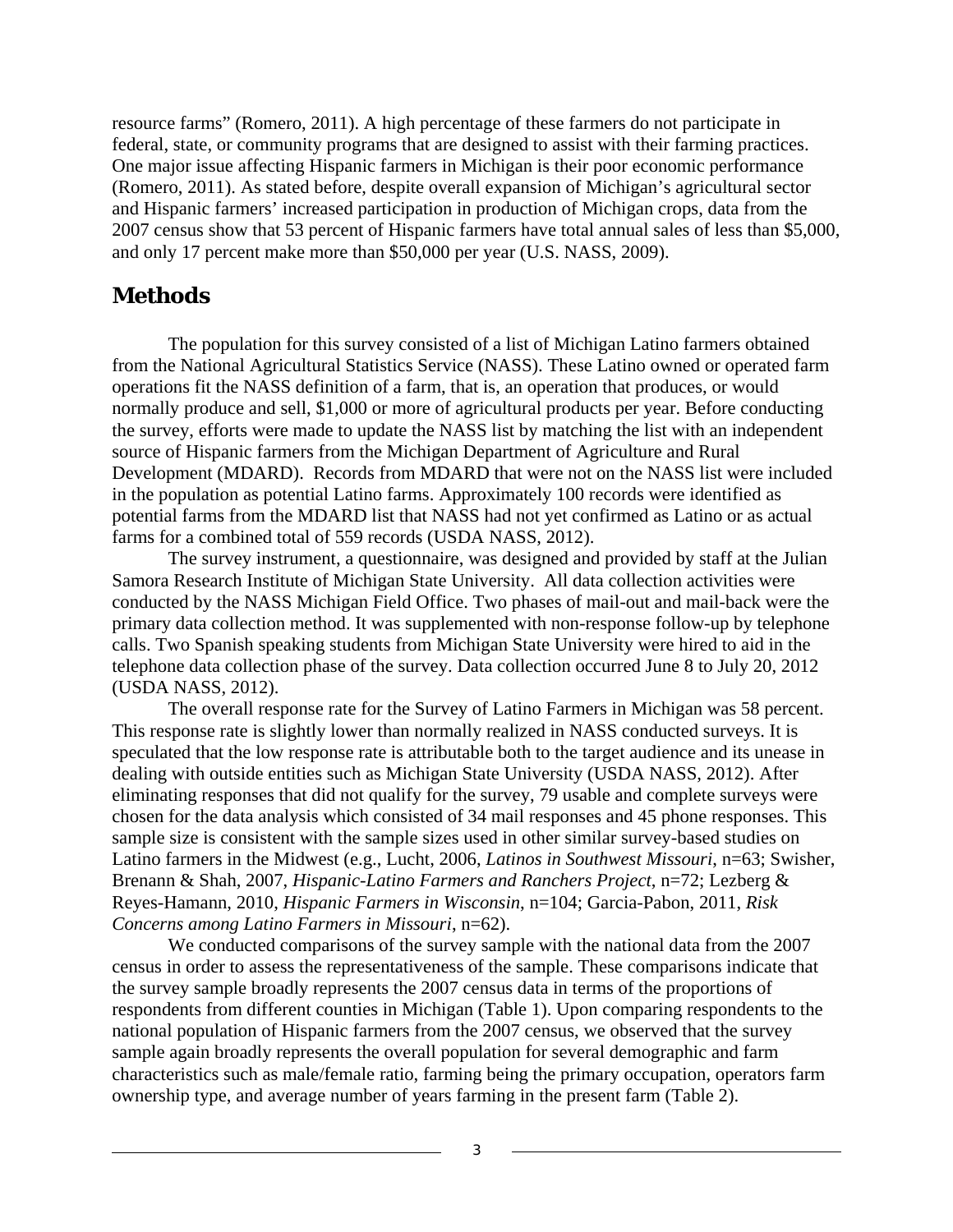resource farms" (Romero, 2011). A high percentage of these farmers do not participate in federal, state, or community programs that are designed to assist with their farming practices. One major issue affecting Hispanic farmers in Michigan is their poor economic performance (Romero, 2011). As stated before, despite overall expansion of Michigan's agricultural sector and Hispanic farmers' increased participation in production of Michigan crops, data from the 2007 census show that 53 percent of Hispanic farmers have total annual sales of less than $5,000, and only 17 percent make more than $50,000 per year (U.S. NASS, 2009).

## Methods

The population for this survey consisted of a list of Michigan Latino farmers obtained from the National Agricultural Statistics Service (NASS). These Latino owned or operated farm operations fit the NASS definition of a farm, that is, an operation that produces, or would normally produce and sell, $1,000 or more of agricultural products per year. Before conducting the survey, efforts were made to update the NASS list by matching the list with an independent source of Hispanic farmers from the Michigan Department of Agriculture and Rural Development (MDARD). Records from MDARD that were not on the NASS list were included in the population as potential Latino farms. Approximately 100 records were identified as potential farms from the MDARD list that NASS had not yet confirmed as Latino or as actual farms for a combined total of 559 records (USDA NASS, 2012).

The survey instrument, a questionnaire, was designed and provided by staff at the Julian Samora Research Institute of Michigan State University. All data collection activities were conducted by the NASS Michigan Field Office. Two phases of mail-out and mail-back were the primary data collection method. It was supplemented with non-response follow-up by telephone calls. Two Spanish speaking students from Michigan State University were hired to aid in the telephone data collection phase of the survey. Data collection occurred June 8 to July 20, 2012 (USDA NASS, 2012).

The overall response rate for the Survey of Latino Farmers in Michigan was 58 percent. This response rate is slightly lower than normally realized in NASS conducted surveys. It is speculated that the low response rate is attributable both to the target audience and its unease in dealing with outside entities such as Michigan State University (USDA NASS, 2012). After eliminating responses that did not qualify for the survey, 79 usable and complete surveys were chosen for the data analysis which consisted of 34 mail responses and 45 phone responses. This sample size is consistent with the sample sizes used in other similar survey-based studies on Latino farmers in the Midwest (e.g., Lucht, 2006, *Latinos in Southwest Missouri*, n=63; Swisher, Brenann & Shah, 2007, *Hispanic-Latino Farmers and Ranchers Project*, n=72; Lezberg & Reyes-Hamann, 2010, *Hispanic Farmers in Wisconsin*, n=104; Garcia-Pabon, 2011, *Risk Concerns among Latino Farmers in Missouri*, n=62).

We conducted comparisons of the survey sample with the national data from the 2007 census in order to assess the representativeness of the sample. These comparisons indicate that the survey sample broadly represents the 2007 census data in terms of the proportions of respondents from different counties in Michigan (Table 1). Upon comparing respondents to the national population of Hispanic farmers from the 2007 census, we observed that the survey sample again broadly represents the overall population for several demographic and farm characteristics such as male/female ratio, farming being the primary occupation, operators farm ownership type, and average number of years farming in the present farm (Table 2).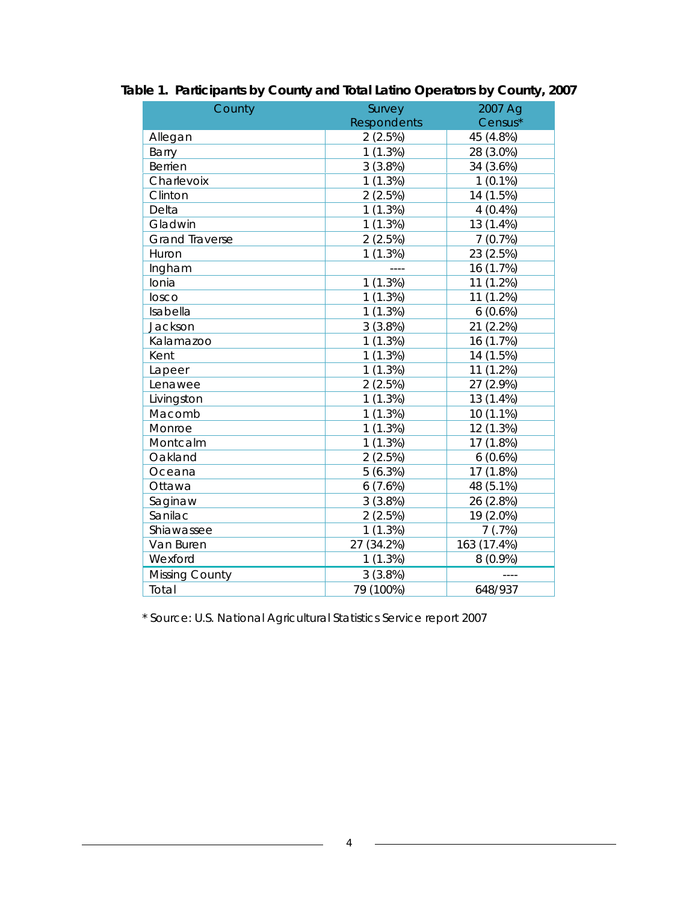**Table 1. Participants by County and Total Latino Operators by County, 2007**

| County | Survey Respondents | 2007 Ag Census* |
|---|---|---|
| Allegan | 2 (2.5%) | 45 (4.8%) |
| Barry | 1 (1.3%) | 28 (3.0%) |
| Berrien | 3 (3.8%) | 34 (3.6%) |
| Charlevoix | 1 (1.3%) | 1 (0.1%) |
| Clinton | 2 (2.5%) | 14 (1.5%) |
| Delta | 1 (1.3%) | 4 (0.4%) |
| Gladwin | 1 (1.3%) | 13 (1.4%) |
| Grand Traverse | 2 (2.5%) | 7 (0.7%) |
| Huron | 1 (1.3%) | 23 (2.5%) |
| Ingham | ---- | 16 (1.7%) |
| Ionia | 1 (1.3%) | 11 (1.2%) |
| Iosco | 1 (1.3%) | 11 (1.2%) |
| Isabella | 1 (1.3%) | 6 (0.6%) |
| Jackson | 3 (3.8%) | 21 (2.2%) |
| Kalamazoo | 1 (1.3%) | 16 (1.7%) |
| Kent | 1 (1.3%) | 14 (1.5%) |
| Lapeer | 1 (1.3%) | 11 (1.2%) |
| Lenawee | 2 (2.5%) | 27 (2.9%) |
| Livingston | 1 (1.3%) | 13 (1.4%) |
| Macomb | 1 (1.3%) | 10 (1.1%) |
| Monroe | 1 (1.3%) | 12 (1.3%) |
| Montcalm | 1 (1.3%) | 17 (1.8%) |
| Oakland | 2 (2.5%) | 6 (0.6%) |
| Oceana | 5 (6.3%) | 17 (1.8%) |
| Ottawa | 6 (7.6%) | 48 (5.1%) |
| Saginaw | 3 (3.8%) | 26 (2.8%) |
| Sanilac | 2 (2.5%) | 19 (2.0%) |
| Shiawassee | 1 (1.3%) | 7 (.7%) |
| Van Buren | 27 (34.2%) | 163 (17.4%) |
| Wexford | 1 (1.3%) | 8 (0.9%) |
| Missing County | 3 (3.8%) | ---- |
| Total | 79 (100%) | 648/937 |

* Source: U.S. National Agricultural Statistics Service report 2007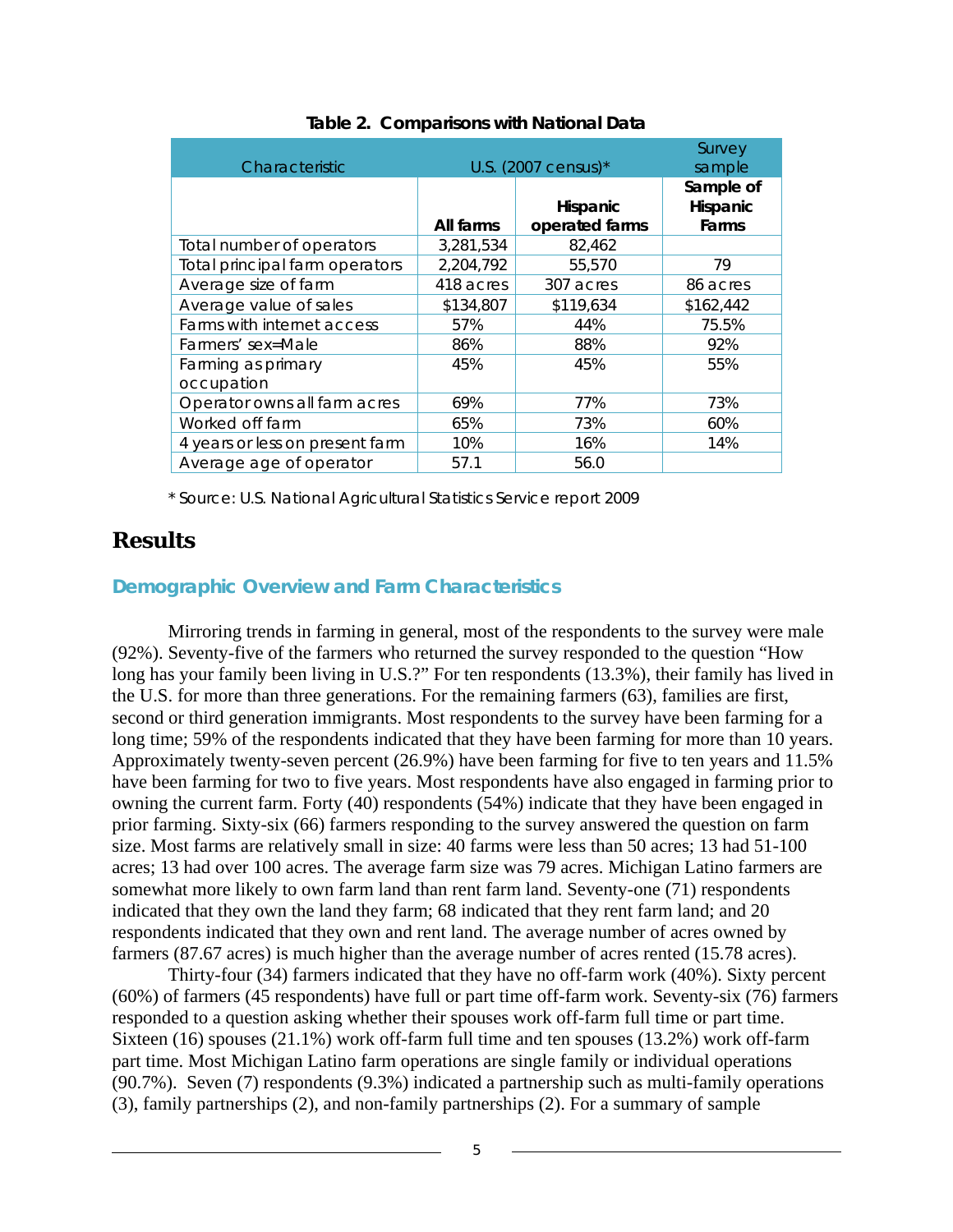**Table 2. Comparisons with National Data**

| Characteristic | U.S. (2007 census)* | | Survey sample |
|---|---|---|---|
| | All farms | Hispanic operated farms | Sample of Hispanic Farms |
| Total number of operators | 3,281,534 | 82,462 | |
| Total principal farm operators | 2,204,792 | 55,570 | 79 |
| Average size of farm | 418 acres | 307 acres | 86 acres |
| Average value of sales | $134,807 | $119,634 | $162,442 |
| Farms with internet access | 57% | 44% | 75.5% |
| Farmers' sex=Male | 86% | 88% | 92% |
| Farming as primary occupation | 45% | 45% | 55% |
| Operator owns all farm acres | 69% | 77% | 73% |
| Worked off farm | 65% | 73% | 60% |
| 4 years or less on present farm | 10% | 16% | 14% |
| Average age of operator | 57.1 | 56.0 | |

* Source: U.S. National Agricultural Statistics Service report 2009

# Results

## Demographic Overview and Farm Characteristics

Mirroring trends in farming in general, most of the respondents to the survey were male (92%). Seventy-five of the farmers who returned the survey responded to the question "How long has your family been living in U.S.?" For ten respondents (13.3%), their family has lived in the U.S. for more than three generations. For the remaining farmers (63), families are first, second or third generation immigrants. Most respondents to the survey have been farming for a long time; 59% of the respondents indicated that they have been farming for more than 10 years. Approximately twenty-seven percent (26.9%) have been farming for five to ten years and 11.5% have been farming for two to five years. Most respondents have also engaged in farming prior to owning the current farm. Forty (40) respondents (54%) indicate that they have been engaged in prior farming. Sixty-six (66) farmers responding to the survey answered the question on farm size. Most farms are relatively small in size: 40 farms were less than 50 acres; 13 had 51-100 acres; 13 had over 100 acres. The average farm size was 79 acres. Michigan Latino farmers are somewhat more likely to own farm land than rent farm land. Seventy-one (71) respondents indicated that they own the land they farm; 68 indicated that they rent farm land; and 20 respondents indicated that they own and rent land. The average number of acres owned by farmers (87.67 acres) is much higher than the average number of acres rented (15.78 acres).

Thirty-four (34) farmers indicated that they have no off-farm work (40%). Sixty percent (60%) of farmers (45 respondents) have full or part time off-farm work. Seventy-six (76) farmers responded to a question asking whether their spouses work off-farm full time or part time. Sixteen (16) spouses (21.1%) work off-farm full time and ten spouses (13.2%) work off-farm part time. Most Michigan Latino farm operations are single family or individual operations (90.7%). Seven (7) respondents (9.3%) indicated a partnership such as multi-family operations (3), family partnerships (2), and non-family partnerships (2). For a summary of sample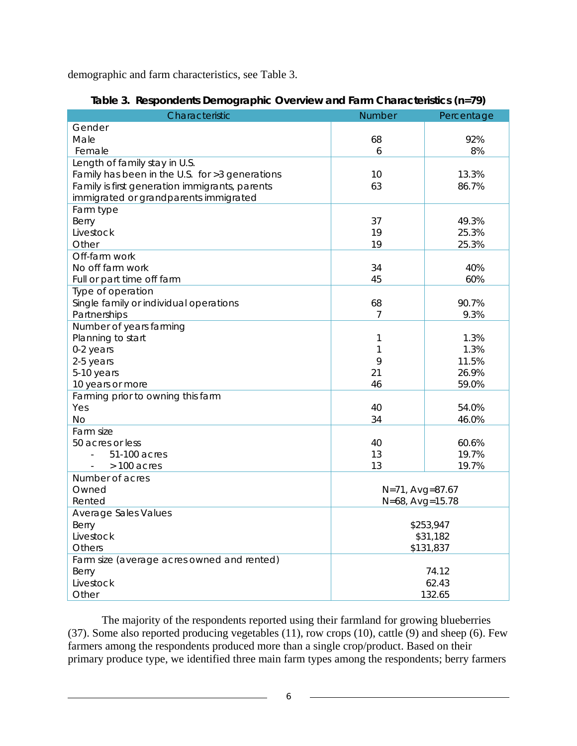demographic and farm characteristics, see Table 3.

**Table 3. Respondents Demographic Overview and Farm Characteristics (n=79)**

| Characteristic | Number | Percentage |
|---|---|---|
| Gender | | |
| Male | 68 | 92% |
| Female | 6 | 8% |
| Length of family stay in U.S. | | |
| Family has been in the U.S. for >3 generations | 10 | 13.3% |
| Family is first generation immigrants, parents immigrated or grandparents immigrated | 63 | 86.7% |
| Farm type | | |
| Berry | 37 | 49.3% |
| Livestock | 19 | 25.3% |
| Other | 19 | 25.3% |
| Off-farm work | | |
| No off farm work | 34 | 40% |
| Full or part time off farm | 45 | 60% |
| Type of operation | | |
| Single family or individual operations | 68 | 90.7% |
| Partnerships | 7 | 9.3% |
| Number of years farming | | |
| Planning to start | 1 | 1.3% |
| 0-2 years | 1 | 1.3% |
| 2-5 years | 9 | 11.5% |
| 5-10 years | 21 | 26.9% |
| 10 years or more | 46 | 59.0% |
| Farming prior to owning this farm | | |
| Yes | 40 | 54.0% |
| No | 34 | 46.0% |
| Farm size | | |
| 50 acres or less | 40 | 60.6% |
| - 51-100 acres | 13 | 19.7% |
| - >100 acres | 13 | 19.7% |
| Number of acres | | |
| Owned | N=71, Avg=87.67 | |
| Rented | N=68, Avg=15.78 | |
| Average Sales Values | | |
| Berry | $253,947 | |
| Livestock | $31,182 | |
| Others | $131,837 | |
| Farm size (average acres owned and rented) | | |
| Berry | 74.12 | |
| Livestock | 62.43 | |
| Other | 132.65 | |

The majority of the respondents reported using their farmland for growing blueberries (37). Some also reported producing vegetables (11), row crops (10), cattle (9) and sheep (6). Few farmers among the respondents produced more than a single crop/product. Based on their primary produce type, we identified three main farm types among the respondents; berry farmers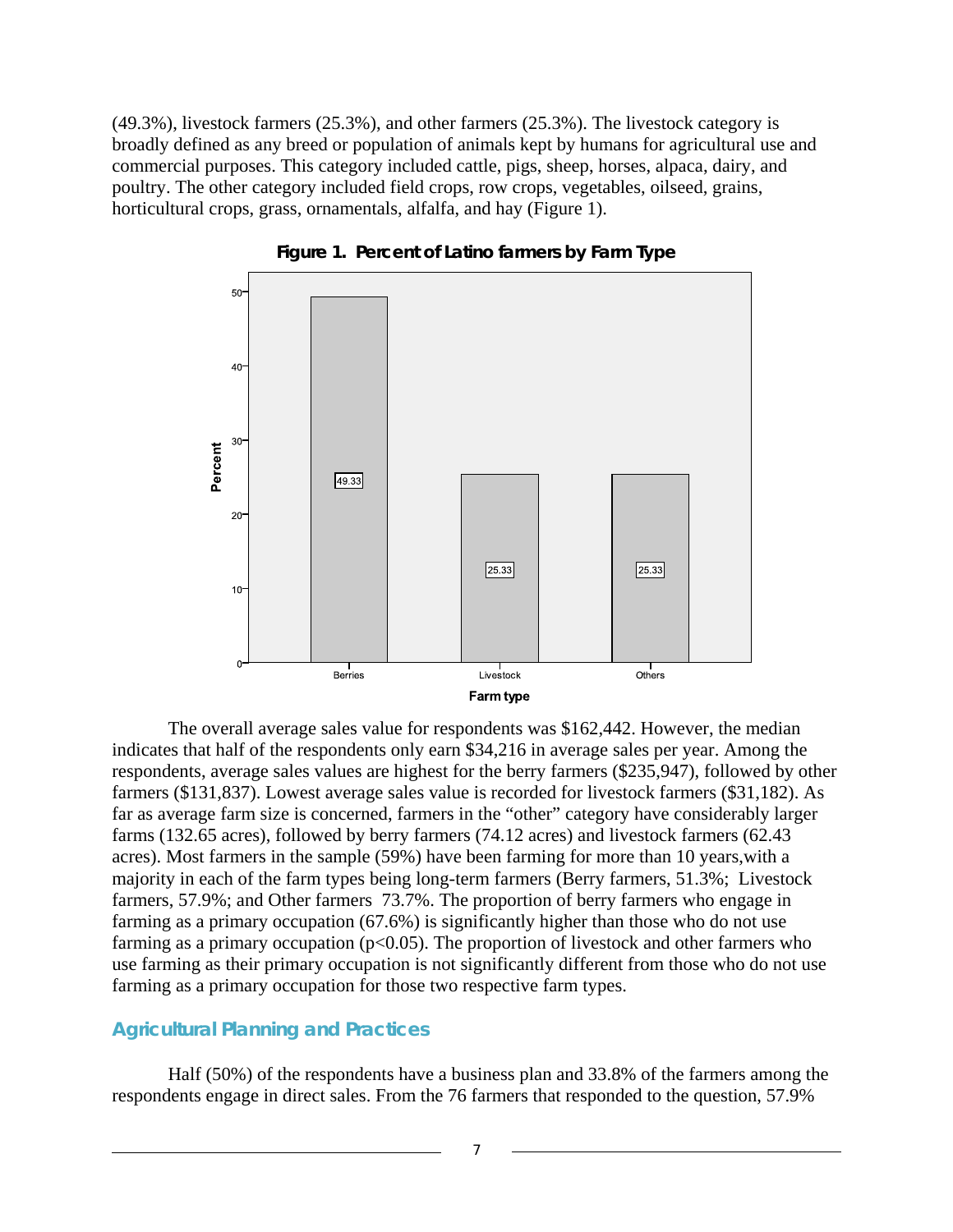(49.3%), livestock farmers (25.3%), and other farmers (25.3%). The livestock category is broadly defined as any breed or population of animals kept by humans for agricultural use and commercial purposes. This category included cattle, pigs, sheep, horses, alpaca, dairy, and poultry. The other category included field crops, row crops, vegetables, oilseed, grains, horticultural crops, grass, ornamentals, alfalfa, and hay (Figure 1).

**Figure 1. Percent of Latino farmers by Farm Type**

| Farm type | Percent |
|---|---|
| Berries | 49.33 |
| Livestock | 25.33 |
| Others | 25.33 |

The overall average sales value for respondents was $162,442. However, the median indicates that half of the respondents only earn $34,216 in average sales per year. Among the respondents, average sales values are highest for the berry farmers ($235,947), followed by other farmers ($131,837). Lowest average sales value is recorded for livestock farmers ($31,182). As far as average farm size is concerned, farmers in the "other" category have considerably larger farms (132.65 acres), followed by berry farmers (74.12 acres) and livestock farmers (62.43 acres). Most farmers in the sample (59%) have been farming for more than 10 years,with a majority in each of the farm types being long-term farmers (Berry farmers, 51.3%; Livestock farmers, 57.9%; and Other farmers 73.7%. The proportion of berry farmers who engage in farming as a primary occupation (67.6%) is significantly higher than those who do not use farming as a primary occupation ($p<0.05$). The proportion of livestock and other farmers who use farming as their primary occupation is not significantly different from those who do not use farming as a primary occupation for those two respective farm types.

## Agricultural Planning and Practices

Half (50%) of the respondents have a business plan and 33.8% of the farmers among the respondents engage in direct sales. From the 76 farmers that responded to the question, 57.9%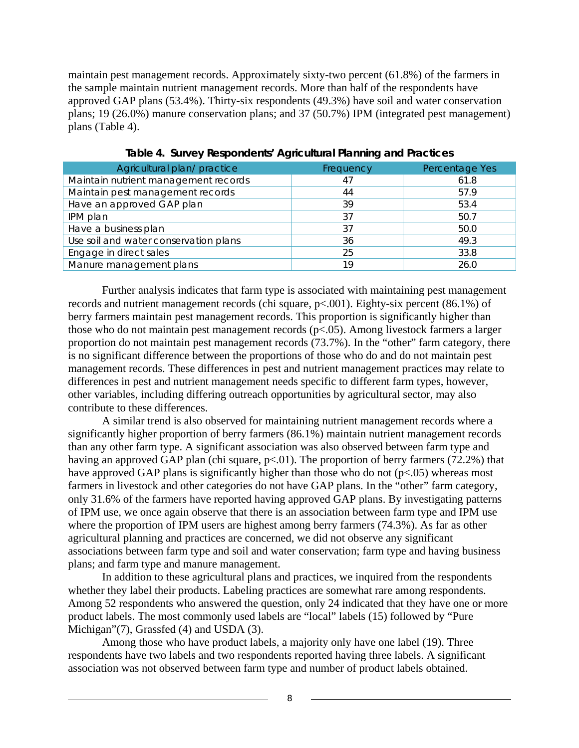maintain pest management records. Approximately sixty-two percent (61.8%) of the farmers in the sample maintain nutrient management records. More than half of the respondents have approved GAP plans (53.4%). Thirty-six respondents (49.3%) have soil and water conservation plans; 19 (26.0%) manure conservation plans; and 37 (50.7%) IPM (integrated pest management) plans (Table 4).

**Table 4. Survey Respondents' Agricultural Planning and Practices**

| Agricultural plan/ practice | Frequency | Percentage Yes |
|---|---|---|
| Maintain nutrient management records | 47 | 61.8 |
| Maintain pest management records | 44 | 57.9 |
| Have an approved GAP plan | 39 | 53.4 |
| IPM plan | 37 | 50.7 |
| Have a business plan | 37 | 50.0 |
| Use soil and water conservation plans | 36 | 49.3 |
| Engage in direct sales | 25 | 33.8 |
| Manure management plans | 19 | 26.0 |

Further analysis indicates that farm type is associated with maintaining pest management records and nutrient management records (chi square, $p<.001$). Eighty-six percent (86.1%) of berry farmers maintain pest management records. This proportion is significantly higher than those who do not maintain pest management records ($p<.05$). Among livestock farmers a larger proportion do not maintain pest management records (73.7%). In the "other" farm category, there is no significant difference between the proportions of those who do and do not maintain pest management records. These differences in pest and nutrient management practices may relate to differences in pest and nutrient management needs specific to different farm types, however, other variables, including differing outreach opportunities by agricultural sector, may also contribute to these differences.

A similar trend is also observed for maintaining nutrient management records where a significantly higher proportion of berry farmers (86.1%) maintain nutrient management records than any other farm type. A significant association was also observed between farm type and having an approved GAP plan (chi square, $p<.01$). The proportion of berry farmers (72.2%) that have approved GAP plans is significantly higher than those who do not ($p<.05$) whereas most farmers in livestock and other categories do not have GAP plans. In the "other" farm category, only 31.6% of the farmers have reported having approved GAP plans. By investigating patterns of IPM use, we once again observe that there is an association between farm type and IPM use where the proportion of IPM users are highest among berry farmers (74.3%). As far as other agricultural planning and practices are concerned, we did not observe any significant associations between farm type and soil and water conservation; farm type and having business plans; and farm type and manure management.

In addition to these agricultural plans and practices, we inquired from the respondents whether they label their products. Labeling practices are somewhat rare among respondents. Among 52 respondents who answered the question, only 24 indicated that they have one or more product labels. The most commonly used labels are "local" labels (15) followed by "Pure Michigan"(7), Grassfed (4) and USDA (3).

Among those who have product labels, a majority only have one label (19). Three respondents have two labels and two respondents reported having three labels. A significant association was not observed between farm type and number of product labels obtained.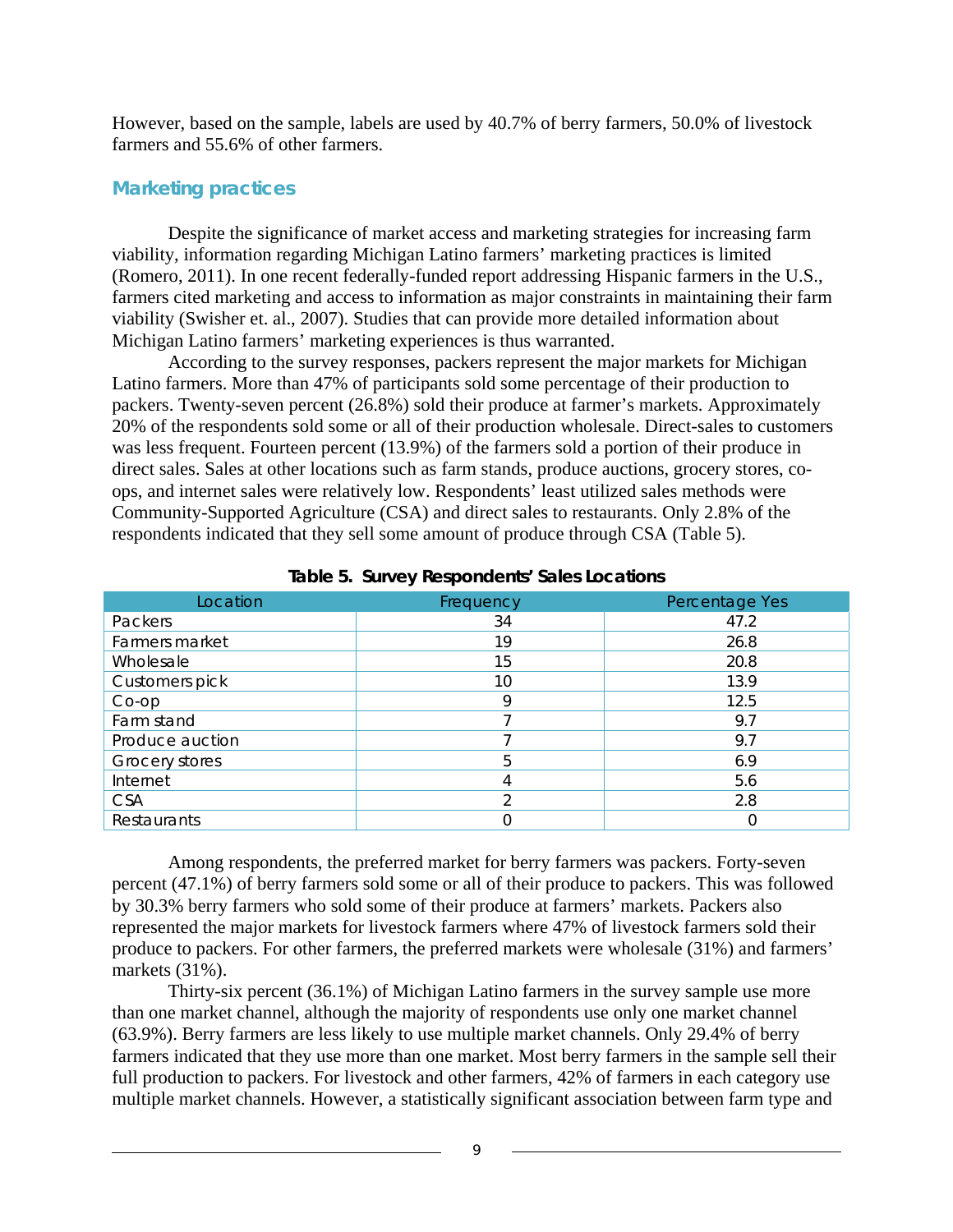However, based on the sample, labels are used by 40.7% of berry farmers, 50.0% of livestock farmers and 55.6% of other farmers.

## Marketing practices

Despite the significance of market access and marketing strategies for increasing farm viability, information regarding Michigan Latino farmers' marketing practices is limited (Romero, 2011). In one recent federally-funded report addressing Hispanic farmers in the U.S., farmers cited marketing and access to information as major constraints in maintaining their farm viability (Swisher et. al., 2007). Studies that can provide more detailed information about Michigan Latino farmers' marketing experiences is thus warranted.

According to the survey responses, packers represent the major markets for Michigan Latino farmers. More than 47% of participants sold some percentage of their production to packers. Twenty-seven percent (26.8%) sold their produce at farmer's markets. Approximately 20% of the respondents sold some or all of their production wholesale. Direct-sales to customers was less frequent. Fourteen percent (13.9%) of the farmers sold a portion of their produce in direct sales. Sales at other locations such as farm stands, produce auctions, grocery stores, co-ops, and internet sales were relatively low. Respondents' least utilized sales methods were Community-Supported Agriculture (CSA) and direct sales to restaurants. Only 2.8% of the respondents indicated that they sell some amount of produce through CSA (Table 5).

**Table 5. Survey Respondents' Sales Locations**

| Location | Frequency | Percentage Yes |
|---|---|---|
| Packers | 34 | 47.2 |
| Farmers market | 19 | 26.8 |
| Wholesale | 15 | 20.8 |
| Customers pick | 10 | 13.9 |
| Co-op | 9 | 12.5 |
| Farm stand | 7 | 9.7 |
| Produce auction | 7 | 9.7 |
| Grocery stores | 5 | 6.9 |
| Internet | 4 | 5.6 |
| CSA | 2 | 2.8 |
| Restaurants | 0 | 0 |

Among respondents, the preferred market for berry farmers was packers. Forty-seven percent (47.1%) of berry farmers sold some or all of their produce to packers. This was followed by 30.3% berry farmers who sold some of their produce at farmers' markets. Packers also represented the major markets for livestock farmers where 47% of livestock farmers sold their produce to packers. For other farmers, the preferred markets were wholesale (31%) and farmers' markets (31%).

Thirty-six percent (36.1%) of Michigan Latino farmers in the survey sample use more than one market channel, although the majority of respondents use only one market channel (63.9%). Berry farmers are less likely to use multiple market channels. Only 29.4% of berry farmers indicated that they use more than one market. Most berry farmers in the sample sell their full production to packers. For livestock and other farmers, 42% of farmers in each category use multiple market channels. However, a statistically significant association between farm type and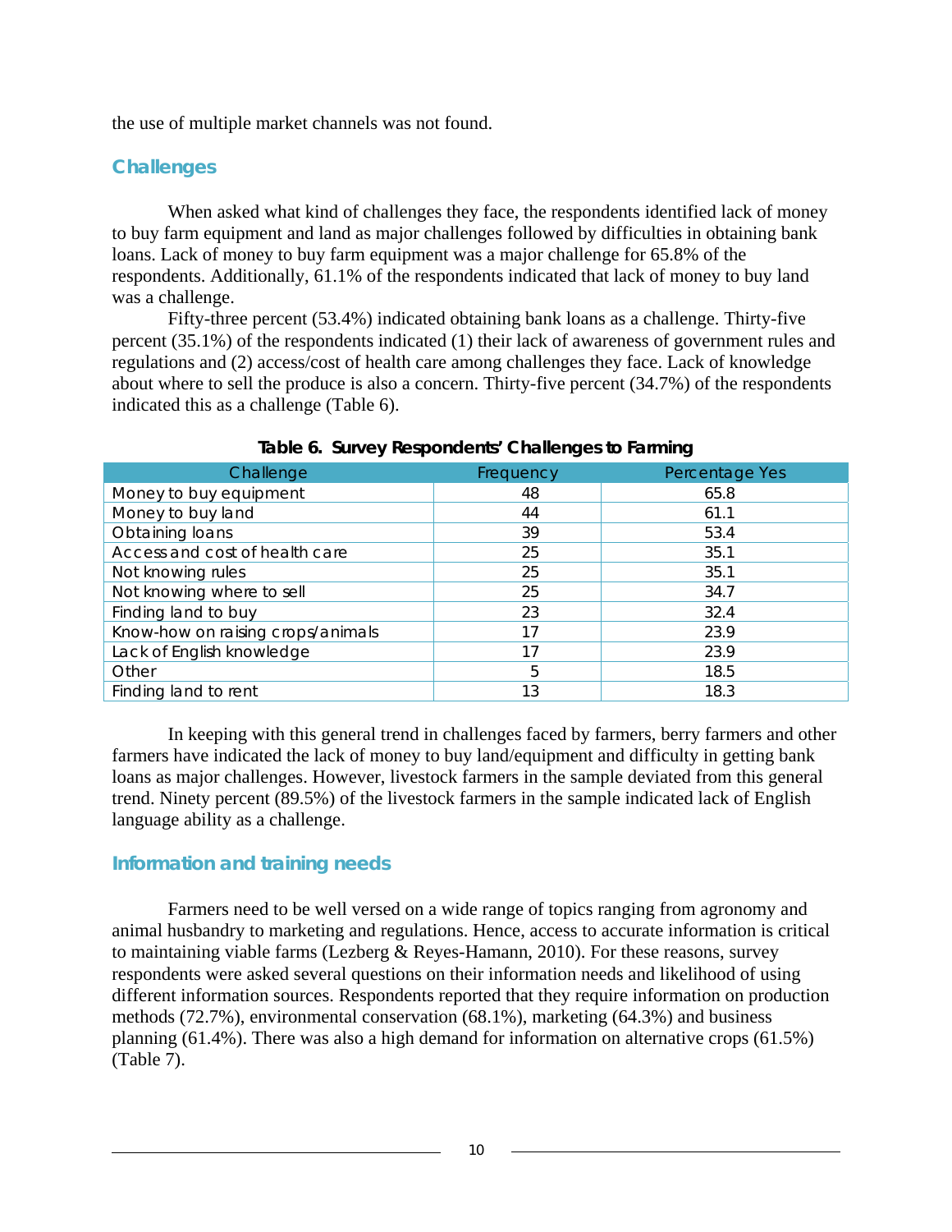the use of multiple market channels was not found.

## Challenges

When asked what kind of challenges they face, the respondents identified lack of money to buy farm equipment and land as major challenges followed by difficulties in obtaining bank loans. Lack of money to buy farm equipment was a major challenge for 65.8% of the respondents. Additionally, 61.1% of the respondents indicated that lack of money to buy land was a challenge.

Fifty-three percent (53.4%) indicated obtaining bank loans as a challenge. Thirty-five percent (35.1%) of the respondents indicated (1) their lack of awareness of government rules and regulations and (2) access/cost of health care among challenges they face. Lack of knowledge about where to sell the produce is also a concern. Thirty-five percent (34.7%) of the respondents indicated this as a challenge (Table 6).

**Table 6. Survey Respondents' Challenges to Farming**

| Challenge | Frequency | Percentage Yes |
|---|---|---|
| Money to buy equipment | 48 | 65.8 |
| Money to buy land | 44 | 61.1 |
| Obtaining loans | 39 | 53.4 |
| Access and cost of health care | 25 | 35.1 |
| Not knowing rules | 25 | 35.1 |
| Not knowing where to sell | 25 | 34.7 |
| Finding land to buy | 23 | 32.4 |
| Know-how on raising crops/animals | 17 | 23.9 |
| Lack of English knowledge | 17 | 23.9 |
| Other | 5 | 18.5 |
| Finding land to rent | 13 | 18.3 |

In keeping with this general trend in challenges faced by farmers, berry farmers and other farmers have indicated the lack of money to buy land/equipment and difficulty in getting bank loans as major challenges. However, livestock farmers in the sample deviated from this general trend. Ninety percent (89.5%) of the livestock farmers in the sample indicated lack of English language ability as a challenge.

## Information and training needs

Farmers need to be well versed on a wide range of topics ranging from agronomy and animal husbandry to marketing and regulations. Hence, access to accurate information is critical to maintaining viable farms (Lezberg & Reyes-Hamann, 2010). For these reasons, survey respondents were asked several questions on their information needs and likelihood of using different information sources. Respondents reported that they require information on production methods (72.7%), environmental conservation (68.1%), marketing (64.3%) and business planning (61.4%). There was also a high demand for information on alternative crops (61.5%) (Table 7).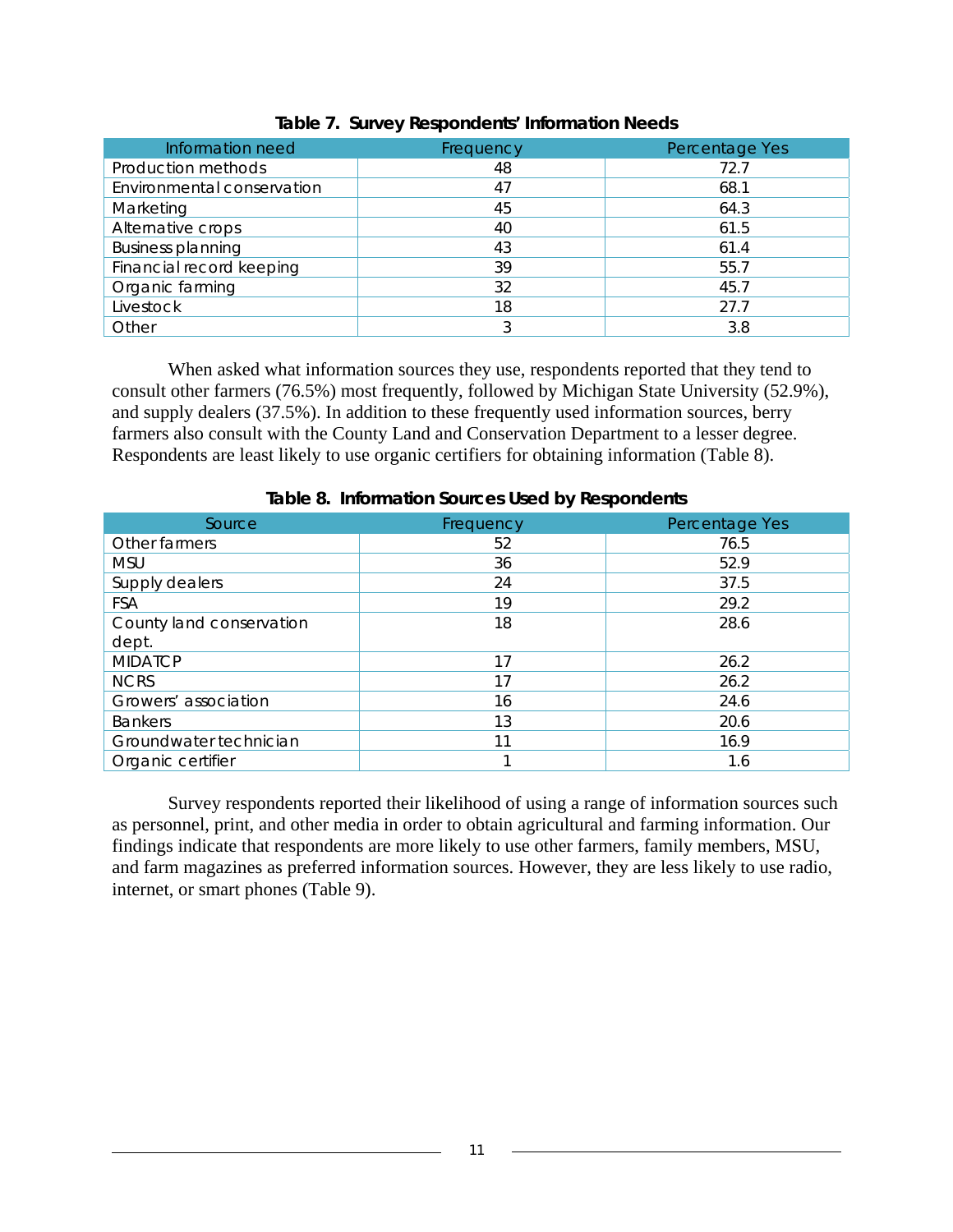**Table 7. Survey Respondents' Information Needs**

| Information need | Frequency | Percentage Yes |
|---|---|---|
| Production methods | 48 | 72.7 |
| Environmental conservation | 47 | 68.1 |
| Marketing | 45 | 64.3 |
| Alternative crops | 40 | 61.5 |
| Business planning | 43 | 61.4 |
| Financial record keeping | 39 | 55.7 |
| Organic farming | 32 | 45.7 |
| Livestock | 18 | 27.7 |
| Other | 3 | 3.8 |

When asked what information sources they use, respondents reported that they tend to consult other farmers (76.5%) most frequently, followed by Michigan State University (52.9%), and supply dealers (37.5%). In addition to these frequently used information sources, berry farmers also consult with the County Land and Conservation Department to a lesser degree. Respondents are least likely to use organic certifiers for obtaining information (Table 8).

**Table 8. Information Sources Used by Respondents**

| Source | Frequency | Percentage Yes |
|---|---|---|
| Other farmers | 52 | 76.5 |
| MSU | 36 | 52.9 |
| Supply dealers | 24 | 37.5 |
| FSA | 19 | 29.2 |
| County land conservation dept. | 18 | 28.6 |
| MIDATCP | 17 | 26.2 |
| NCRS | 17 | 26.2 |
| Growers' association | 16 | 24.6 |
| Bankers | 13 | 20.6 |
| Groundwater technician | 11 | 16.9 |
| Organic certifier | 1 | 1.6 |

Survey respondents reported their likelihood of using a range of information sources such as personnel, print, and other media in order to obtain agricultural and farming information. Our findings indicate that respondents are more likely to use other farmers, family members, MSU, and farm magazines as preferred information sources. However, they are less likely to use radio, internet, or smart phones (Table 9).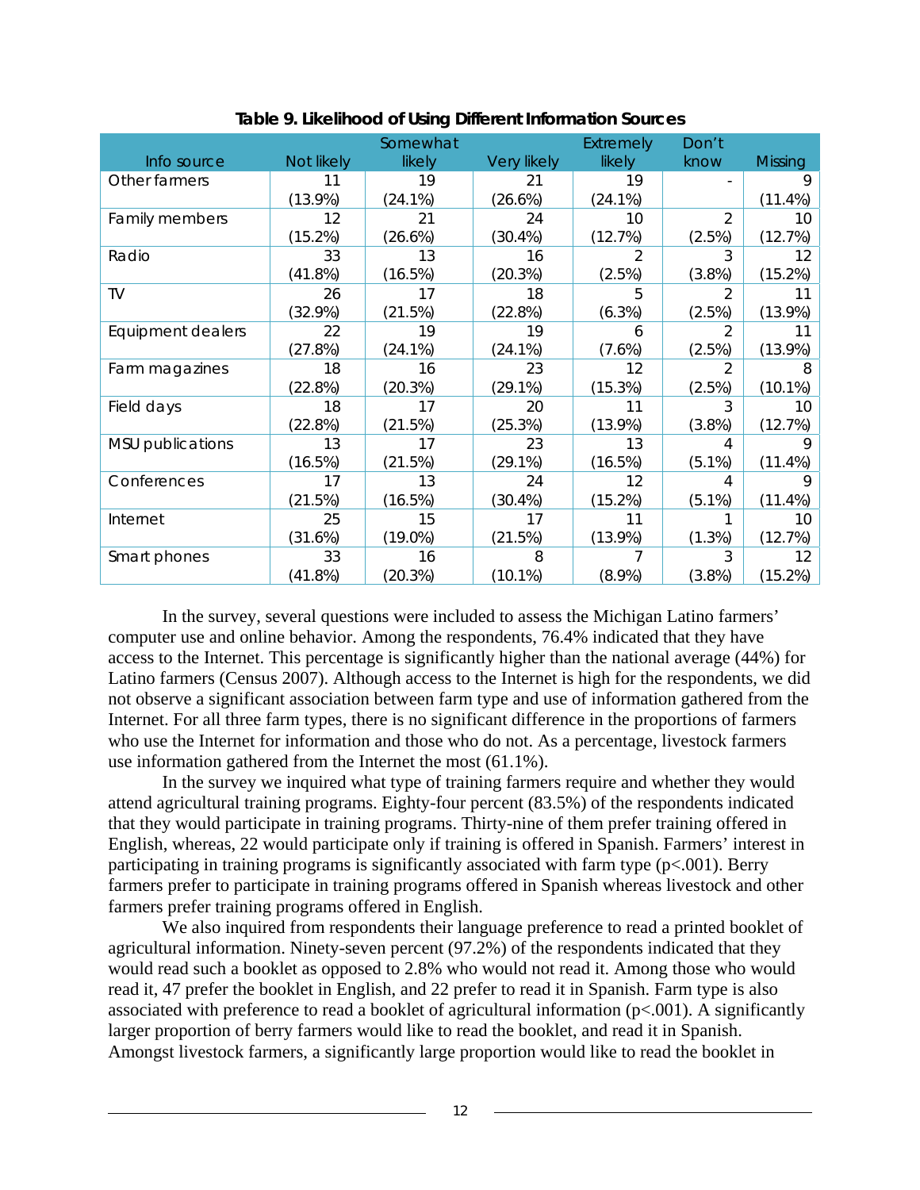**Table 9. Likelihood of Using Different Information Sources**

| Info source | Not likely | Somewhat likely | Very likely | Extremely likely | Don't know | Missing |
|---|---|---|---|---|---|---|
| Other farmers | 11 (13.9%) | 19 (24.1%) | 21 (26.6%) | 19 (24.1%) | - | 9 (11.4%) |
| Family members | 12 (15.2%) | 21 (26.6%) | 24 (30.4%) | 10 (12.7%) | 2 (2.5%) | 10 (12.7%) |
| Radio | 33 (41.8%) | 13 (16.5%) | 16 (20.3%) | 2 (2.5%) | 3 (3.8%) | 12 (15.2%) |
| TV | 26 (32.9%) | 17 (21.5%) | 18 (22.8%) | 5 (6.3%) | 2 (2.5%) | 11 (13.9%) |
| Equipment dealers | 22 (27.8%) | 19 (24.1%) | 19 (24.1%) | 6 (7.6%) | 2 (2.5%) | 11 (13.9%) |
| Farm magazines | 18 (22.8%) | 16 (20.3%) | 23 (29.1%) | 12 (15.3%) | 2 (2.5%) | 8 (10.1%) |
| Field days | 18 (22.8%) | 17 (21.5%) | 20 (25.3%) | 11 (13.9%) | 3 (3.8%) | 10 (12.7%) |
| MSU publications | 13 (16.5%) | 17 (21.5%) | 23 (29.1%) | 13 (16.5%) | 4 (5.1%) | 9 (11.4%) |
| Conferences | 17 (21.5%) | 13 (16.5%) | 24 (30.4%) | 12 (15.2%) | 4 (5.1%) | 9 (11.4%) |
| Internet | 25 (31.6%) | 15 (19.0%) | 17 (21.5%) | 11 (13.9%) | 1 (1.3%) | 10 (12.7%) |
| Smart phones | 33 (41.8%) | 16 (20.3%) | 8 (10.1%) | 7 (8.9%) | 3 (3.8%) | 12 (15.2%) |

In the survey, several questions were included to assess the Michigan Latino farmers' computer use and online behavior. Among the respondents, 76.4% indicated that they have access to the Internet. This percentage is significantly higher than the national average (44%) for Latino farmers (Census 2007). Although access to the Internet is high for the respondents, we did not observe a significant association between farm type and use of information gathered from the Internet. For all three farm types, there is no significant difference in the proportions of farmers who use the Internet for information and those who do not. As a percentage, livestock farmers use information gathered from the Internet the most (61.1%).

In the survey we inquired what type of training farmers require and whether they would attend agricultural training programs. Eighty-four percent (83.5%) of the respondents indicated that they would participate in training programs. Thirty-nine of them prefer training offered in English, whereas, 22 would participate only if training is offered in Spanish. Farmers' interest in participating in training programs is significantly associated with farm type ($p<.001$). Berry farmers prefer to participate in training programs offered in Spanish whereas livestock and other farmers prefer training programs offered in English.

We also inquired from respondents their language preference to read a printed booklet of agricultural information. Ninety-seven percent (97.2%) of the respondents indicated that they would read such a booklet as opposed to 2.8% who would not read it. Among those who would read it, 47 prefer the booklet in English, and 22 prefer to read it in Spanish. Farm type is also associated with preference to read a booklet of agricultural information ($p<.001$). A significantly larger proportion of berry farmers would like to read the booklet, and read it in Spanish. Amongst livestock farmers, a significantly large proportion would like to read the booklet in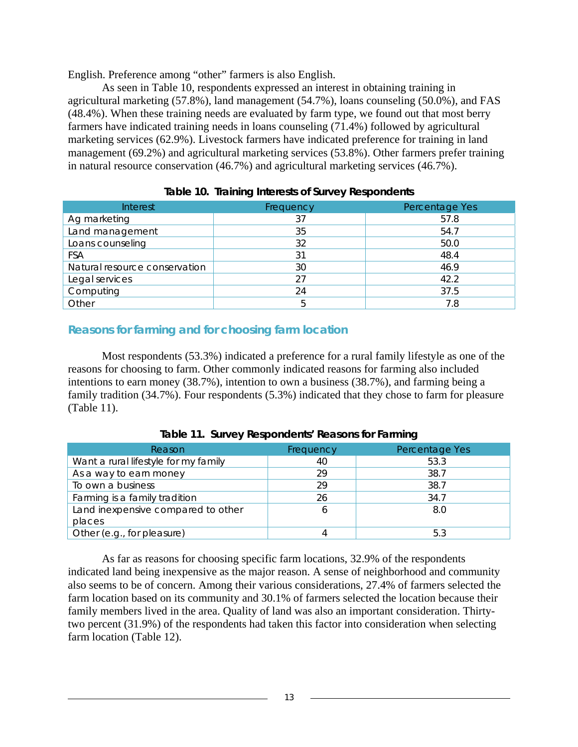English. Preference among "other" farmers is also English.

As seen in Table 10, respondents expressed an interest in obtaining training in agricultural marketing (57.8%), land management (54.7%), loans counseling (50.0%), and FAS (48.4%). When these training needs are evaluated by farm type, we found out that most berry farmers have indicated training needs in loans counseling (71.4%) followed by agricultural marketing services (62.9%). Livestock farmers have indicated preference for training in land management (69.2%) and agricultural marketing services (53.8%). Other farmers prefer training in natural resource conservation (46.7%) and agricultural marketing services (46.7%).

**Table 10. Training Interests of Survey Respondents**

| Interest | Frequency | Percentage Yes |
|---|---|---|
| Ag marketing | 37 | 57.8 |
| Land management | 35 | 54.7 |
| Loans counseling | 32 | 50.0 |
| FSA | 31 | 48.4 |
| Natural resource conservation | 30 | 46.9 |
| Legal services | 27 | 42.2 |
| Computing | 24 | 37.5 |
| Other | 5 | 7.8 |

## Reasons for farming and for choosing farm location

Most respondents (53.3%) indicated a preference for a rural family lifestyle as one of the reasons for choosing to farm. Other commonly indicated reasons for farming also included intentions to earn money (38.7%), intention to own a business (38.7%), and farming being a family tradition (34.7%). Four respondents (5.3%) indicated that they chose to farm for pleasure (Table 11).

**Table 11. Survey Respondents' Reasons for Farming**

| Reason | Frequency | Percentage Yes |
|---|---|---|
| Want a rural lifestyle for my family | 40 | 53.3 |
| As a way to earn money | 29 | 38.7 |
| To own a business | 29 | 38.7 |
| Farming is a family tradition | 26 | 34.7 |
| Land inexpensive compared to other places | 6 | 8.0 |
| Other (e.g., for pleasure) | 4 | 5.3 |

As far as reasons for choosing specific farm locations, 32.9% of the respondents indicated land being inexpensive as the major reason. A sense of neighborhood and community also seems to be of concern. Among their various considerations, 27.4% of farmers selected the farm location based on its community and 30.1% of farmers selected the location because their family members lived in the area. Quality of land was also an important consideration. Thirty-two percent (31.9%) of the respondents had taken this factor into consideration when selecting farm location (Table 12).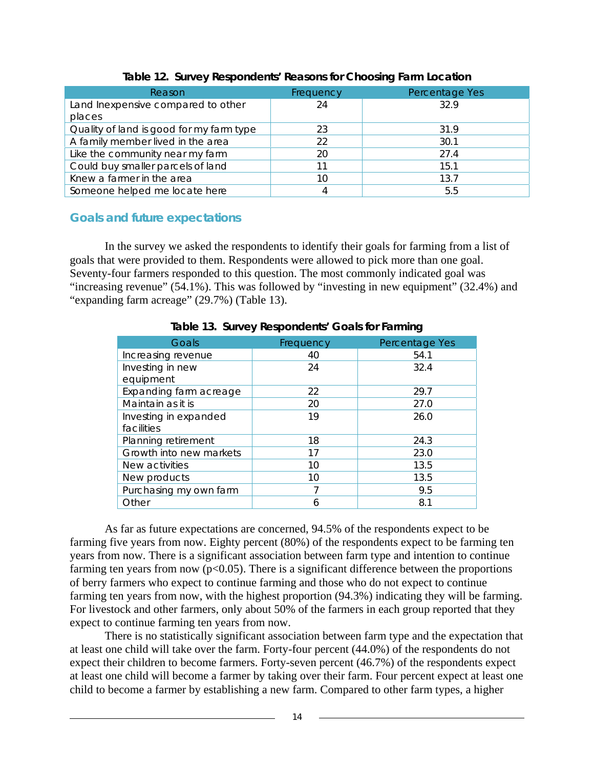**Table 12. Survey Respondents' Reasons for Choosing Farm Location**

| Reason | Frequency | Percentage Yes |
|---|---|---|
| Land Inexpensive compared to other places | 24 | 32.9 |
| Quality of land is good for my farm type | 23 | 31.9 |
| A family member lived in the area | 22 | 30.1 |
| Like the community near my farm | 20 | 27.4 |
| Could buy smaller parcels of land | 11 | 15.1 |
| Knew a farmer in the area | 10 | 13.7 |
| Someone helped me locate here | 4 | 5.5 |

## Goals and future expectations

In the survey we asked the respondents to identify their goals for farming from a list of goals that were provided to them. Respondents were allowed to pick more than one goal. Seventy-four farmers responded to this question. The most commonly indicated goal was "increasing revenue" (54.1%). This was followed by "investing in new equipment" (32.4%) and "expanding farm acreage" (29.7%) (Table 13).

**Table 13. Survey Respondents' Goals for Farming**

| Goals | Frequency | Percentage Yes |
|---|---|---|
| Increasing revenue | 40 | 54.1 |
| Investing in new equipment | 24 | 32.4 |
| Expanding farm acreage | 22 | 29.7 |
| Maintain as it is | 20 | 27.0 |
| Investing in expanded facilities | 19 | 26.0 |
| Planning retirement | 18 | 24.3 |
| Growth into new markets | 17 | 23.0 |
| New activities | 10 | 13.5 |
| New products | 10 | 13.5 |
| Purchasing my own farm | 7 | 9.5 |
| Other | 6 | 8.1 |

As far as future expectations are concerned, 94.5% of the respondents expect to be farming five years from now. Eighty percent (80%) of the respondents expect to be farming ten years from now. There is a significant association between farm type and intention to continue farming ten years from now ($p<0.05$). There is a significant difference between the proportions of berry farmers who expect to continue farming and those who do not expect to continue farming ten years from now, with the highest proportion (94.3%) indicating they will be farming. For livestock and other farmers, only about 50% of the farmers in each group reported that they expect to continue farming ten years from now.

There is no statistically significant association between farm type and the expectation that at least one child will take over the farm. Forty-four percent (44.0%) of the respondents do not expect their children to become farmers. Forty-seven percent (46.7%) of the respondents expect at least one child will become a farmer by taking over their farm. Four percent expect at least one child to become a farmer by establishing a new farm. Compared to other farm types, a higher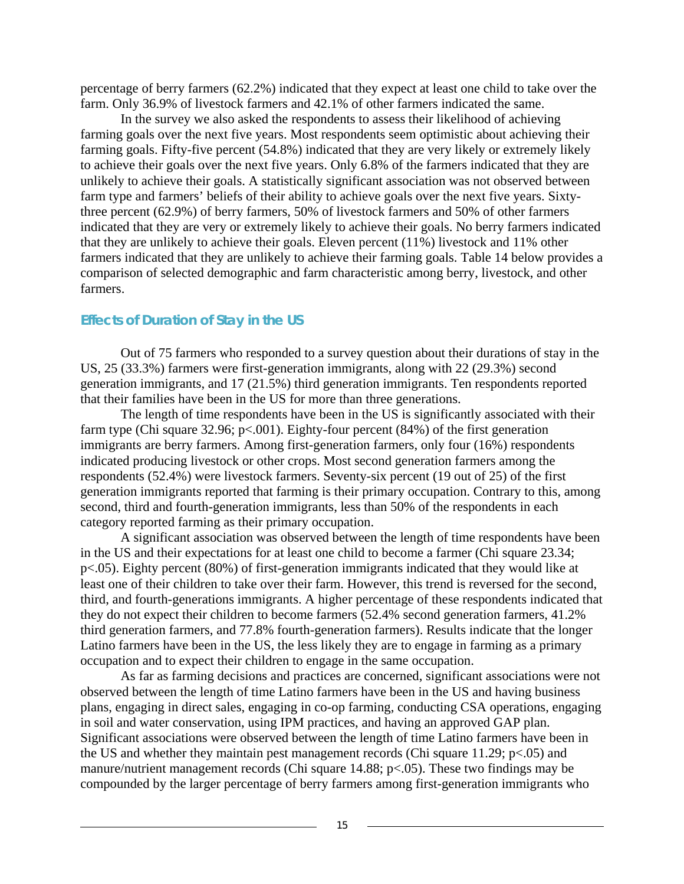percentage of berry farmers (62.2%) indicated that they expect at least one child to take over the farm. Only 36.9% of livestock farmers and 42.1% of other farmers indicated the same.

In the survey we also asked the respondents to assess their likelihood of achieving farming goals over the next five years. Most respondents seem optimistic about achieving their farming goals. Fifty-five percent (54.8%) indicated that they are very likely or extremely likely to achieve their goals over the next five years. Only 6.8% of the farmers indicated that they are unlikely to achieve their goals. A statistically significant association was not observed between farm type and farmers' beliefs of their ability to achieve goals over the next five years. Sixty-three percent (62.9%) of berry farmers, 50% of livestock farmers and 50% of other farmers indicated that they are very or extremely likely to achieve their goals. No berry farmers indicated that they are unlikely to achieve their goals. Eleven percent (11%) livestock and 11% other farmers indicated that they are unlikely to achieve their farming goals. Table 14 below provides a comparison of selected demographic and farm characteristic among berry, livestock, and other farmers.

## Effects of Duration of Stay in the US

Out of 75 farmers who responded to a survey question about their durations of stay in the US, 25 (33.3%) farmers were first-generation immigrants, along with 22 (29.3%) second generation immigrants, and 17 (21.5%) third generation immigrants. Ten respondents reported that their families have been in the US for more than three generations.

The length of time respondents have been in the US is significantly associated with their farm type (Chi square 32.96; $p<.001$). Eighty-four percent (84%) of the first generation immigrants are berry farmers. Among first-generation farmers, only four (16%) respondents indicated producing livestock or other crops. Most second generation farmers among the respondents (52.4%) were livestock farmers. Seventy-six percent (19 out of 25) of the first generation immigrants reported that farming is their primary occupation. Contrary to this, among second, third and fourth-generation immigrants, less than 50% of the respondents in each category reported farming as their primary occupation.

A significant association was observed between the length of time respondents have been in the US and their expectations for at least one child to become a farmer (Chi square 23.34; $p<.05$). Eighty percent (80%) of first-generation immigrants indicated that they would like at least one of their children to take over their farm. However, this trend is reversed for the second, third, and fourth-generations immigrants. A higher percentage of these respondents indicated that they do not expect their children to become farmers (52.4% second generation farmers, 41.2% third generation farmers, and 77.8% fourth-generation farmers). Results indicate that the longer Latino farmers have been in the US, the less likely they are to engage in farming as a primary occupation and to expect their children to engage in the same occupation.

As far as farming decisions and practices are concerned, significant associations were not observed between the length of time Latino farmers have been in the US and having business plans, engaging in direct sales, engaging in co-op farming, conducting CSA operations, engaging in soil and water conservation, using IPM practices, and having an approved GAP plan. Significant associations were observed between the length of time Latino farmers have been in the US and whether they maintain pest management records (Chi square 11.29; $p<.05$) and manure/nutrient management records (Chi square 14.88; $p<.05$). These two findings may be compounded by the larger percentage of berry farmers among first-generation immigrants who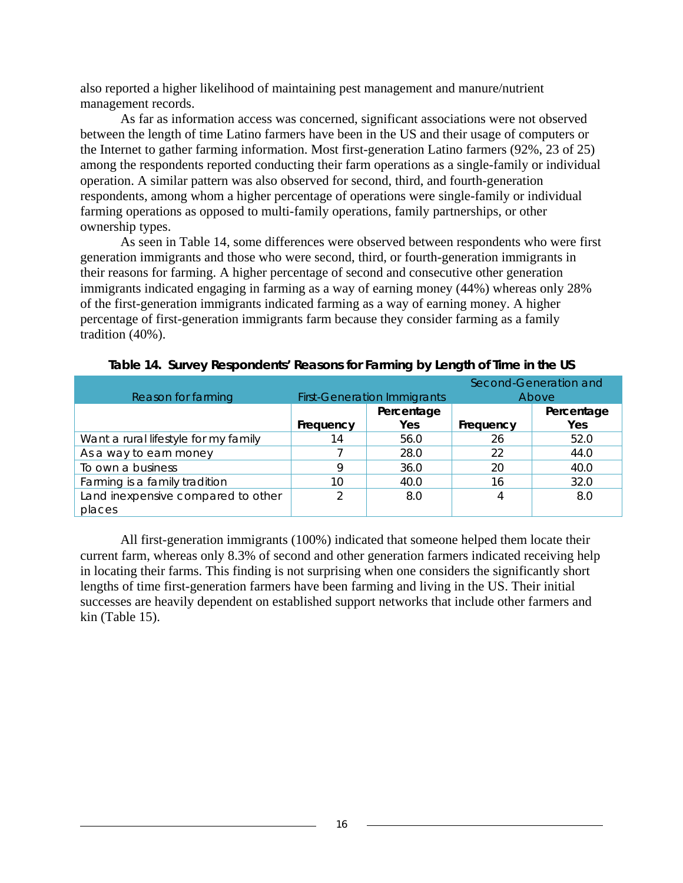also reported a higher likelihood of maintaining pest management and manure/nutrient management records.

As far as information access was concerned, significant associations were not observed between the length of time Latino farmers have been in the US and their usage of computers or the Internet to gather farming information. Most first-generation Latino farmers (92%, 23 of 25) among the respondents reported conducting their farm operations as a single-family or individual operation. A similar pattern was also observed for second, third, and fourth-generation respondents, among whom a higher percentage of operations were single-family or individual farming operations as opposed to multi-family operations, family partnerships, or other ownership types.

As seen in Table 14, some differences were observed between respondents who were first generation immigrants and those who were second, third, or fourth-generation immigrants in their reasons for farming. A higher percentage of second and consecutive other generation immigrants indicated engaging in farming as a way of earning money (44%) whereas only 28% of the first-generation immigrants indicated farming as a way of earning money. A higher percentage of first-generation immigrants farm because they consider farming as a family tradition (40%).

**Table 14. Survey Respondents' Reasons for Farming by Length of Time in the US**

| Reason for farming | First-Generation Immigrants | | Second-Generation and Above | |
|---|---|---|---|---|
| | **Frequency** | **Percentage Yes** | **Frequency** | **Percentage Yes** |
| Want a rural lifestyle for my family | 14 | 56.0 | 26 | 52.0 |
| As a way to earn money | 7 | 28.0 | 22 | 44.0 |
| To own a business | 9 | 36.0 | 20 | 40.0 |
| Farming is a family tradition | 10 | 40.0 | 16 | 32.0 |
| Land inexpensive compared to other places | 2 | 8.0 | 4 | 8.0 |

All first-generation immigrants (100%) indicated that someone helped them locate their current farm, whereas only 8.3% of second and other generation farmers indicated receiving help in locating their farms. This finding is not surprising when one considers the significantly short lengths of time first-generation farmers have been farming and living in the US. Their initial successes are heavily dependent on established support networks that include other farmers and kin (Table 15).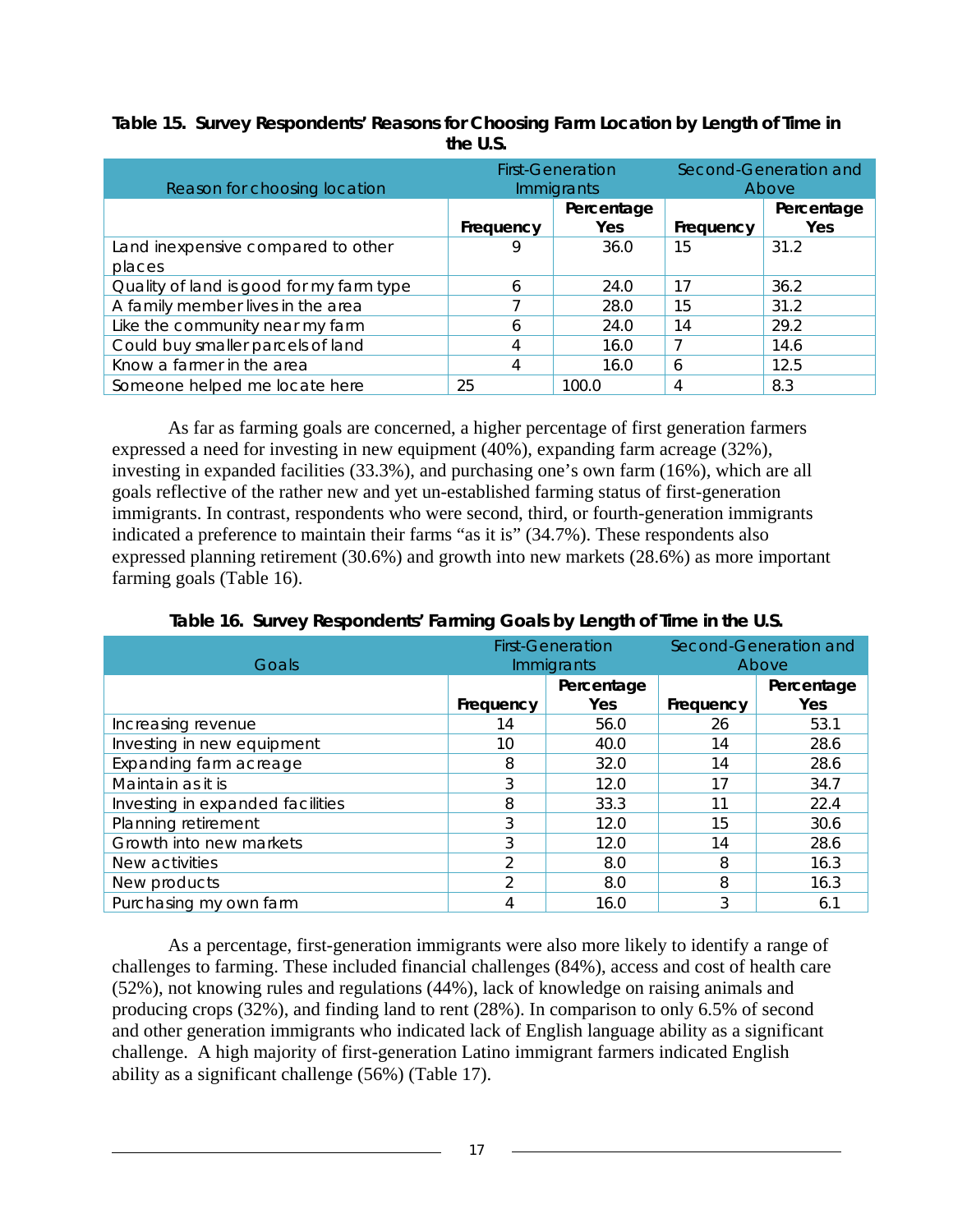**Table 15. Survey Respondents' Reasons for Choosing Farm Location by Length of Time in the U.S.**

| Reason for choosing location | First-Generation Immigrants | | Second-Generation and Above | |
|---|---|---|---|---|
| | **Frequency** | **Percentage Yes** | **Frequency** | **Percentage Yes** |
| Land inexpensive compared to other places | 9 | 36.0 | 15 | 31.2 |
| Quality of land is good for my farm type | 6 | 24.0 | 17 | 36.2 |
| A family member lives in the area | 7 | 28.0 | 15 | 31.2 |
| Like the community near my farm | 6 | 24.0 | 14 | 29.2 |
| Could buy smaller parcels of land | 4 | 16.0 | 7 | 14.6 |
| Know a farmer in the area | 4 | 16.0 | 6 | 12.5 |
| Someone helped me locate here | 25 | 100.0 | 4 | 8.3 |

As far as farming goals are concerned, a higher percentage of first generation farmers expressed a need for investing in new equipment (40%), expanding farm acreage (32%), investing in expanded facilities (33.3%), and purchasing one's own farm (16%), which are all goals reflective of the rather new and yet un-established farming status of first-generation immigrants. In contrast, respondents who were second, third, or fourth-generation immigrants indicated a preference to maintain their farms "as it is" (34.7%). These respondents also expressed planning retirement (30.6%) and growth into new markets (28.6%) as more important farming goals (Table 16).

**Table 16. Survey Respondents' Farming Goals by Length of Time in the U.S.**

| Goals | First-Generation Immigrants | | Second-Generation and Above | |
|---|---|---|---|---|
| | **Frequency** | **Percentage Yes** | **Frequency** | **Percentage Yes** |
| Increasing revenue | 14 | 56.0 | 26 | 53.1 |
| Investing in new equipment | 10 | 40.0 | 14 | 28.6 |
| Expanding farm acreage | 8 | 32.0 | 14 | 28.6 |
| Maintain as it is | 3 | 12.0 | 17 | 34.7 |
| Investing in expanded facilities | 8 | 33.3 | 11 | 22.4 |
| Planning retirement | 3 | 12.0 | 15 | 30.6 |
| Growth into new markets | 3 | 12.0 | 14 | 28.6 |
| New activities | 2 | 8.0 | 8 | 16.3 |
| New products | 2 | 8.0 | 8 | 16.3 |
| Purchasing my own farm | 4 | 16.0 | 3 | 6.1 |

As a percentage, first-generation immigrants were also more likely to identify a range of challenges to farming. These included financial challenges (84%), access and cost of health care (52%), not knowing rules and regulations (44%), lack of knowledge on raising animals and producing crops (32%), and finding land to rent (28%). In comparison to only 6.5% of second and other generation immigrants who indicated lack of English language ability as a significant challenge. A high majority of first-generation Latino immigrant farmers indicated English ability as a significant challenge (56%) (Table 17).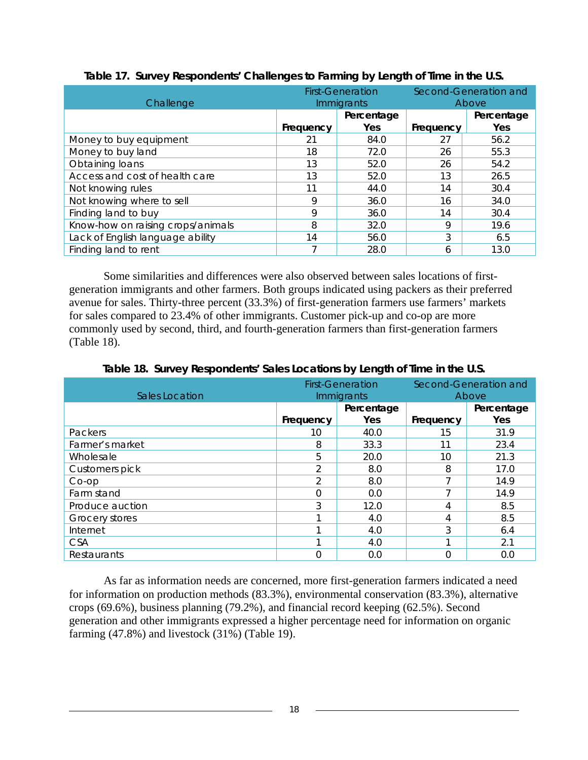**Table 17. Survey Respondents' Challenges to Farming by Length of Time in the U.S.**

| Challenge | First-Generation Immigrants | | Second-Generation and Above | |
|---|---|---|---|---|
| | Frequency | Percentage Yes | Frequency | Percentage Yes |
| Money to buy equipment | 21 | 84.0 | 27 | 56.2 |
| Money to buy land | 18 | 72.0 | 26 | 55.3 |
| Obtaining loans | 13 | 52.0 | 26 | 54.2 |
| Access and cost of health care | 13 | 52.0 | 13 | 26.5 |
| Not knowing rules | 11 | 44.0 | 14 | 30.4 |
| Not knowing where to sell | 9 | 36.0 | 16 | 34.0 |
| Finding land to buy | 9 | 36.0 | 14 | 30.4 |
| Know-how on raising crops/animals | 8 | 32.0 | 9 | 19.6 |
| Lack of English language ability | 14 | 56.0 | 3 | 6.5 |
| Finding land to rent | 7 | 28.0 | 6 | 13.0 |

Some similarities and differences were also observed between sales locations of first-generation immigrants and other farmers. Both groups indicated using packers as their preferred avenue for sales. Thirty-three percent (33.3%) of first-generation farmers use farmers' markets for sales compared to 23.4% of other immigrants. Customer pick-up and co-op are more commonly used by second, third, and fourth-generation farmers than first-generation farmers (Table 18).

**Table 18. Survey Respondents' Sales Locations by Length of Time in the U.S.**

| Sales Location | First-Generation Immigrants | | Second-Generation and Above | |
|---|---|---|---|---|
| | Frequency | Percentage Yes | Frequency | Percentage Yes |
| Packers | 10 | 40.0 | 15 | 31.9 |
| Farmer's market | 8 | 33.3 | 11 | 23.4 |
| Wholesale | 5 | 20.0 | 10 | 21.3 |
| Customers pick | 2 | 8.0 | 8 | 17.0 |
| Co-op | 2 | 8.0 | 7 | 14.9 |
| Farm stand | 0 | 0.0 | 7 | 14.9 |
| Produce auction | 3 | 12.0 | 4 | 8.5 |
| Grocery stores | 1 | 4.0 | 4 | 8.5 |
| Internet | 1 | 4.0 | 3 | 6.4 |
| CSA | 1 | 4.0 | 1 | 2.1 |
| Restaurants | 0 | 0.0 | 0 | 0.0 |

As far as information needs are concerned, more first-generation farmers indicated a need for information on production methods (83.3%), environmental conservation (83.3%), alternative crops (69.6%), business planning (79.2%), and financial record keeping (62.5%). Second generation and other immigrants expressed a higher percentage need for information on organic farming (47.8%) and livestock (31%) (Table 19).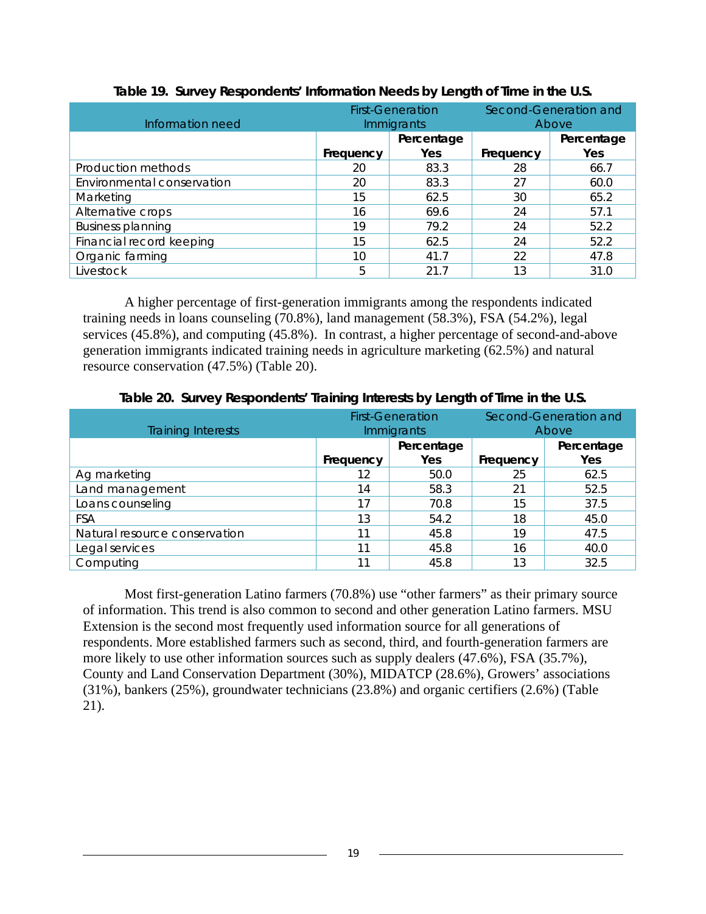**Table 19. Survey Respondents' Information Needs by Length of Time in the U.S.**

| Information need | First-Generation Immigrants | | Second-Generation and Above | |
|---|---|---|---|---|
| | Frequency | Percentage Yes | Frequency | Percentage Yes |
| Production methods | 20 | 83.3 | 28 | 66.7 |
| Environmental conservation | 20 | 83.3 | 27 | 60.0 |
| Marketing | 15 | 62.5 | 30 | 65.2 |
| Alternative crops | 16 | 69.6 | 24 | 57.1 |
| Business planning | 19 | 79.2 | 24 | 52.2 |
| Financial record keeping | 15 | 62.5 | 24 | 52.2 |
| Organic farming | 10 | 41.7 | 22 | 47.8 |
| Livestock | 5 | 21.7 | 13 | 31.0 |

A higher percentage of first-generation immigrants among the respondents indicated training needs in loans counseling (70.8%), land management (58.3%), FSA (54.2%), legal services (45.8%), and computing (45.8%). In contrast, a higher percentage of second-and-above generation immigrants indicated training needs in agriculture marketing (62.5%) and natural resource conservation (47.5%) (Table 20).

**Table 20. Survey Respondents' Training Interests by Length of Time in the U.S.**

| Training Interests | First-Generation Immigrants | | Second-Generation and Above | |
|---|---|---|---|---|
| | Frequency | Percentage Yes | Frequency | Percentage Yes |
| Ag marketing | 12 | 50.0 | 25 | 62.5 |
| Land management | 14 | 58.3 | 21 | 52.5 |
| Loans counseling | 17 | 70.8 | 15 | 37.5 |
| FSA | 13 | 54.2 | 18 | 45.0 |
| Natural resource conservation | 11 | 45.8 | 19 | 47.5 |
| Legal services | 11 | 45.8 | 16 | 40.0 |
| Computing | 11 | 45.8 | 13 | 32.5 |

Most first-generation Latino farmers (70.8%) use "other farmers" as their primary source of information. This trend is also common to second and other generation Latino farmers. MSU Extension is the second most frequently used information source for all generations of respondents. More established farmers such as second, third, and fourth-generation farmers are more likely to use other information sources such as supply dealers (47.6%), FSA (35.7%), County and Land Conservation Department (30%), MIDATCP (28.6%), Growers' associations (31%), bankers (25%), groundwater technicians (23.8%) and organic certifiers (2.6%) (Table 21).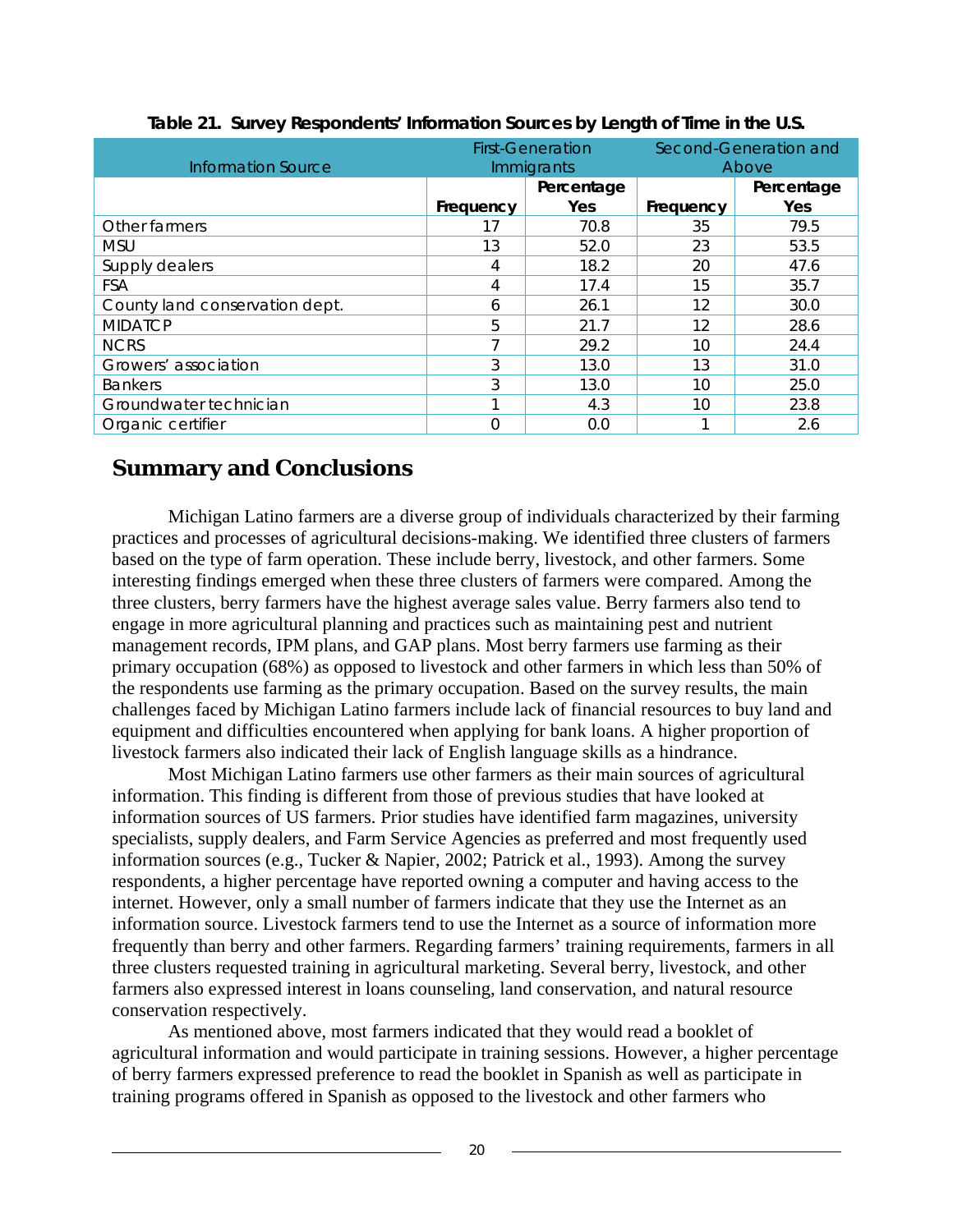**Table 21. Survey Respondents' Information Sources by Length of Time in the U.S.**

| Information Source | First-Generation Immigrants | | Second-Generation and Above | |
|---|---|---|---|---|
| | Frequency | Percentage Yes | Frequency | Percentage Yes |
| Other farmers | 17 | 70.8 | 35 | 79.5 |
| MSU | 13 | 52.0 | 23 | 53.5 |
| Supply dealers | 4 | 18.2 | 20 | 47.6 |
| FSA | 4 | 17.4 | 15 | 35.7 |
| County land conservation dept. | 6 | 26.1 | 12 | 30.0 |
| MIDATCP | 5 | 21.7 | 12 | 28.6 |
| NCRS | 7 | 29.2 | 10 | 24.4 |
| Growers' association | 3 | 13.0 | 13 | 31.0 |
| Bankers | 3 | 13.0 | 10 | 25.0 |
| Groundwater technician | 1 | 4.3 | 10 | 23.8 |
| Organic certifier | 0 | 0.0 | 1 | 2.6 |

## Summary and Conclusions

Michigan Latino farmers are a diverse group of individuals characterized by their farming practices and processes of agricultural decisions-making. We identified three clusters of farmers based on the type of farm operation. These include berry, livestock, and other farmers. Some interesting findings emerged when these three clusters of farmers were compared. Among the three clusters, berry farmers have the highest average sales value. Berry farmers also tend to engage in more agricultural planning and practices such as maintaining pest and nutrient management records, IPM plans, and GAP plans. Most berry farmers use farming as their primary occupation (68%) as opposed to livestock and other farmers in which less than 50% of the respondents use farming as the primary occupation. Based on the survey results, the main challenges faced by Michigan Latino farmers include lack of financial resources to buy land and equipment and difficulties encountered when applying for bank loans. A higher proportion of livestock farmers also indicated their lack of English language skills as a hindrance.

Most Michigan Latino farmers use other farmers as their main sources of agricultural information. This finding is different from those of previous studies that have looked at information sources of US farmers. Prior studies have identified farm magazines, university specialists, supply dealers, and Farm Service Agencies as preferred and most frequently used information sources (e.g., Tucker & Napier, 2002; Patrick et al., 1993). Among the survey respondents, a higher percentage have reported owning a computer and having access to the internet. However, only a small number of farmers indicate that they use the Internet as an information source. Livestock farmers tend to use the Internet as a source of information more frequently than berry and other farmers. Regarding farmers' training requirements, farmers in all three clusters requested training in agricultural marketing. Several berry, livestock, and other farmers also expressed interest in loans counseling, land conservation, and natural resource conservation respectively.

As mentioned above, most farmers indicated that they would read a booklet of agricultural information and would participate in training sessions. However, a higher percentage of berry farmers expressed preference to read the booklet in Spanish as well as participate in training programs offered in Spanish as opposed to the livestock and other farmers who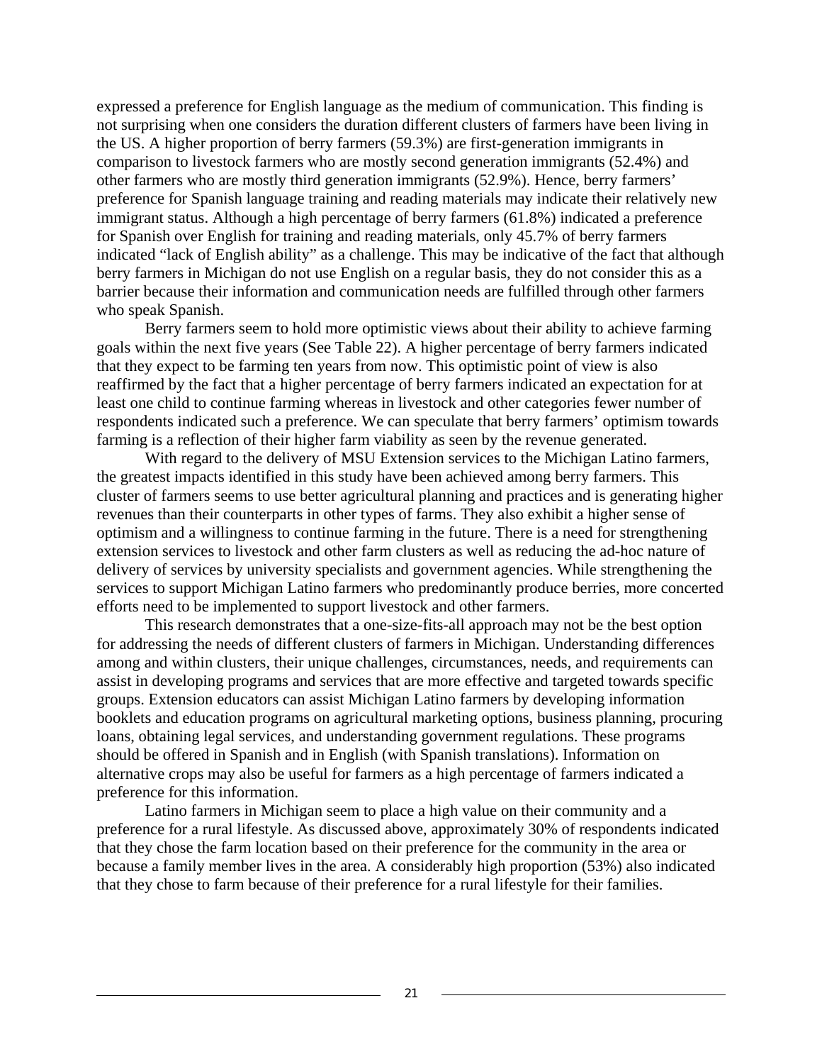expressed a preference for English language as the medium of communication. This finding is not surprising when one considers the duration different clusters of farmers have been living in the US. A higher proportion of berry farmers (59.3%) are first-generation immigrants in comparison to livestock farmers who are mostly second generation immigrants (52.4%) and other farmers who are mostly third generation immigrants (52.9%). Hence, berry farmers' preference for Spanish language training and reading materials may indicate their relatively new immigrant status. Although a high percentage of berry farmers (61.8%) indicated a preference for Spanish over English for training and reading materials, only 45.7% of berry farmers indicated "lack of English ability" as a challenge. This may be indicative of the fact that although berry farmers in Michigan do not use English on a regular basis, they do not consider this as a barrier because their information and communication needs are fulfilled through other farmers who speak Spanish.

Berry farmers seem to hold more optimistic views about their ability to achieve farming goals within the next five years (See Table 22). A higher percentage of berry farmers indicated that they expect to be farming ten years from now. This optimistic point of view is also reaffirmed by the fact that a higher percentage of berry farmers indicated an expectation for at least one child to continue farming whereas in livestock and other categories fewer number of respondents indicated such a preference. We can speculate that berry farmers' optimism towards farming is a reflection of their higher farm viability as seen by the revenue generated.

With regard to the delivery of MSU Extension services to the Michigan Latino farmers, the greatest impacts identified in this study have been achieved among berry farmers. This cluster of farmers seems to use better agricultural planning and practices and is generating higher revenues than their counterparts in other types of farms. They also exhibit a higher sense of optimism and a willingness to continue farming in the future. There is a need for strengthening extension services to livestock and other farm clusters as well as reducing the ad-hoc nature of delivery of services by university specialists and government agencies. While strengthening the services to support Michigan Latino farmers who predominantly produce berries, more concerted efforts need to be implemented to support livestock and other farmers.

This research demonstrates that a one-size-fits-all approach may not be the best option for addressing the needs of different clusters of farmers in Michigan. Understanding differences among and within clusters, their unique challenges, circumstances, needs, and requirements can assist in developing programs and services that are more effective and targeted towards specific groups. Extension educators can assist Michigan Latino farmers by developing information booklets and education programs on agricultural marketing options, business planning, procuring loans, obtaining legal services, and understanding government regulations. These programs should be offered in Spanish and in English (with Spanish translations). Information on alternative crops may also be useful for farmers as a high percentage of farmers indicated a preference for this information.

Latino farmers in Michigan seem to place a high value on their community and a preference for a rural lifestyle. As discussed above, approximately 30% of respondents indicated that they chose the farm location based on their preference for the community in the area or because a family member lives in the area. A considerably high proportion (53%) also indicated that they chose to farm because of their preference for a rural lifestyle for their families.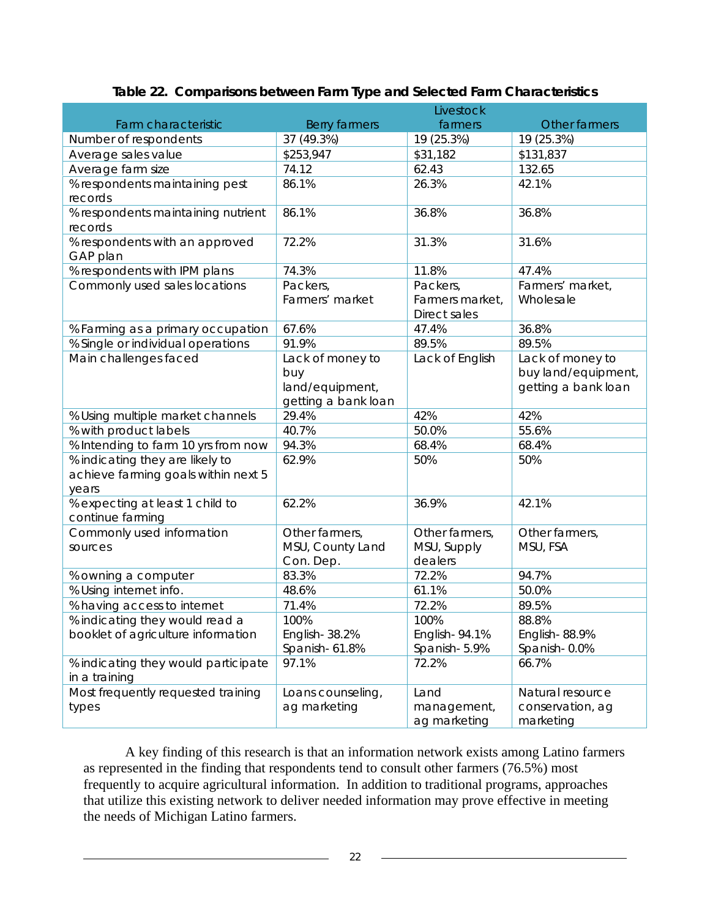**Table 22. Comparisons between Farm Type and Selected Farm Characteristics**

| Farm characteristic | Berry farmers | Livestock farmers | Other farmers |
|---|---|---|---|
| Number of respondents | 37 (49.3%) | 19 (25.3%) | 19 (25.3%) |
| Average sales value | $253,947 | $31,182 | $131,837 |
| Average farm size | 74.12 | 62.43 | 132.65 |
| % respondents maintaining pest records | 86.1% | 26.3% | 42.1% |
| % respondents maintaining nutrient records | 86.1% | 36.8% | 36.8% |
| % respondents with an approved GAP plan | 72.2% | 31.3% | 31.6% |
| % respondents with IPM plans | 74.3% | 11.8% | 47.4% |
| Commonly used sales locations | Packers, Farmers' market | Packers, Farmers market, Direct sales | Farmers' market, Wholesale |
| % Farming as a primary occupation | 67.6% | 47.4% | 36.8% |
| % Single or individual operations | 91.9% | 89.5% | 89.5% |
| Main challenges faced | Lack of money to buy land/equipment, getting a bank loan | Lack of English | Lack of money to buy land/equipment, getting a bank loan |
| % Using multiple market channels | 29.4% | 42% | 42% |
| % with product labels | 40.7% | 50.0% | 55.6% |
| % Intending to farm 10 yrs from now | 94.3% | 68.4% | 68.4% |
| % indicating they are likely to achieve farming goals within next 5 years | 62.9% | 50% | 50% |
| % expecting at least 1 child to continue farming | 62.2% | 36.9% | 42.1% |
| Commonly used information sources | Other farmers, MSU, County Land Con. Dep. | Other farmers, MSU, Supply dealers | Other farmers, MSU, FSA |
| % owning a computer | 83.3% | 72.2% | 94.7% |
| % Using internet info. | 48.6% | 61.1% | 50.0% |
| % having access to internet | 71.4% | 72.2% | 89.5% |
| % indicating they would read a booklet of agriculture information | 100% English- 38.2% Spanish- 61.8% | 100% English- 94.1% Spanish- 5.9% | 88.8% English- 88.9% Spanish- 0.0% |
| % indicating they would participate in a training | 97.1% | 72.2% | 66.7% |
| Most frequently requested training types | Loans counseling, ag marketing | Land management, ag marketing | Natural resource conservation, ag marketing |

A key finding of this research is that an information network exists among Latino farmers as represented in the finding that respondents tend to consult other farmers (76.5%) most frequently to acquire agricultural information. In addition to traditional programs, approaches that utilize this existing network to deliver needed information may prove effective in meeting the needs of Michigan Latino farmers.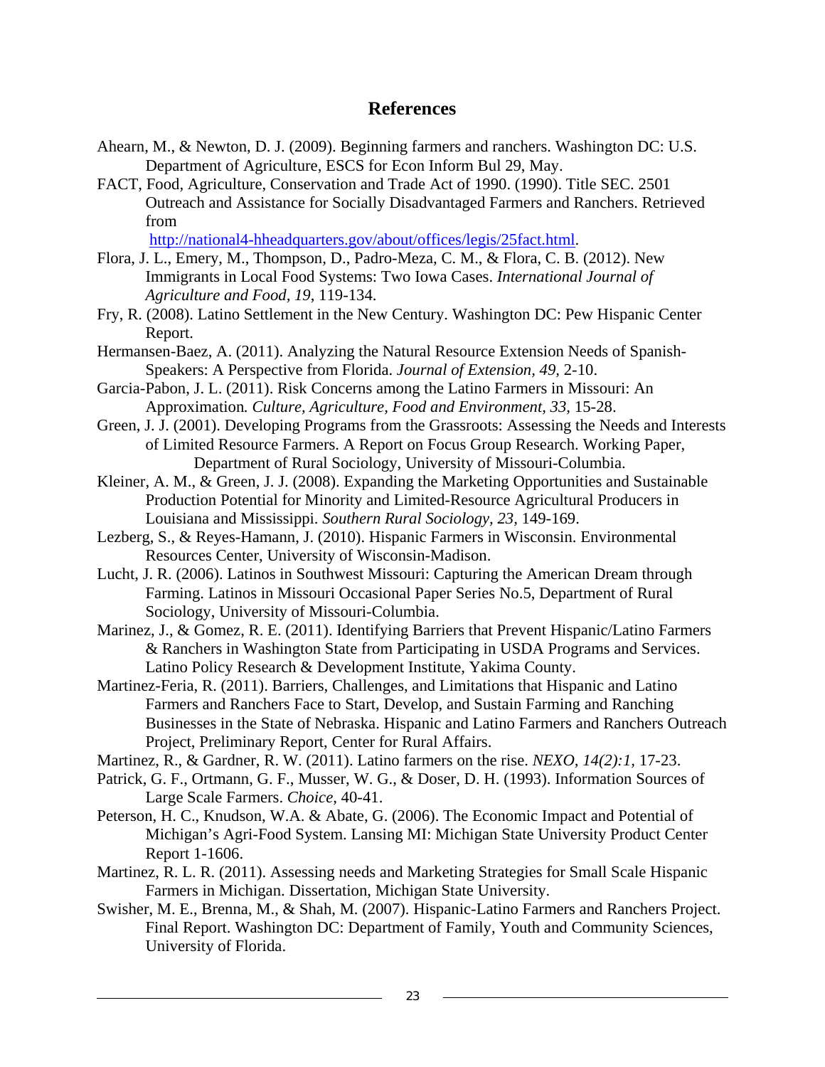## References

Ahearn, M., & Newton, D. J. (2009). Beginning farmers and ranchers. Washington DC: U.S. Department of Agriculture, ESCS for Econ Inform Bul 29, May.

FACT, Food, Agriculture, Conservation and Trade Act of 1990. (1990). Title SEC. 2501 Outreach and Assistance for Socially Disadvantaged Farmers and Ranchers. Retrieved from http://national4-hheadquarters.gov/about/offices/legis/25fact.html.

Flora, J. L., Emery, M., Thompson, D., Padro-Meza, C. M., & Flora, C. B. (2012). New Immigrants in Local Food Systems: Two Iowa Cases. *International Journal of Agriculture and Food, 19*, 119-134.

Fry, R. (2008). Latino Settlement in the New Century. Washington DC: Pew Hispanic Center Report.

Hermansen-Baez, A. (2011). Analyzing the Natural Resource Extension Needs of Spanish-Speakers: A Perspective from Florida. *Journal of Extension, 49,* 2-10.

Garcia-Pabon, J. L. (2011). Risk Concerns among the Latino Farmers in Missouri: An Approximation*. Culture, Agriculture, Food and Environment, 33,* 15-28.

Green, J. J. (2001). Developing Programs from the Grassroots: Assessing the Needs and Interests of Limited Resource Farmers. A Report on Focus Group Research. Working Paper, Department of Rural Sociology, University of Missouri-Columbia.

Kleiner, A. M., & Green, J. J. (2008). Expanding the Marketing Opportunities and Sustainable Production Potential for Minority and Limited-Resource Agricultural Producers in Louisiana and Mississippi. *Southern Rural Sociology, 23,* 149-169.

Lezberg, S., & Reyes-Hamann, J. (2010). Hispanic Farmers in Wisconsin. Environmental Resources Center, University of Wisconsin-Madison.

Lucht, J. R. (2006). Latinos in Southwest Missouri: Capturing the American Dream through Farming. Latinos in Missouri Occasional Paper Series No.5, Department of Rural Sociology, University of Missouri-Columbia.

Marinez, J., & Gomez, R. E. (2011). Identifying Barriers that Prevent Hispanic/Latino Farmers & Ranchers in Washington State from Participating in USDA Programs and Services. Latino Policy Research & Development Institute, Yakima County.

Martinez-Feria, R. (2011). Barriers, Challenges, and Limitations that Hispanic and Latino Farmers and Ranchers Face to Start, Develop, and Sustain Farming and Ranching Businesses in the State of Nebraska. Hispanic and Latino Farmers and Ranchers Outreach Project, Preliminary Report, Center for Rural Affairs.

Martinez, R., & Gardner, R. W. (2011). Latino farmers on the rise. *NEXO, 14(2):1,* 17-23.

Patrick, G. F., Ortmann, G. F., Musser, W. G., & Doser, D. H. (1993). Information Sources of Large Scale Farmers. *Choice,* 40-41.

Peterson, H. C., Knudson, W.A. & Abate, G. (2006). The Economic Impact and Potential of Michigan's Agri-Food System. Lansing MI: Michigan State University Product Center Report 1-1606.

Martinez, R. L. R. (2011). Assessing needs and Marketing Strategies for Small Scale Hispanic Farmers in Michigan. Dissertation, Michigan State University.

Swisher, M. E., Brenna, M., & Shah, M. (2007). Hispanic-Latino Farmers and Ranchers Project. Final Report. Washington DC: Department of Family, Youth and Community Sciences, University of Florida.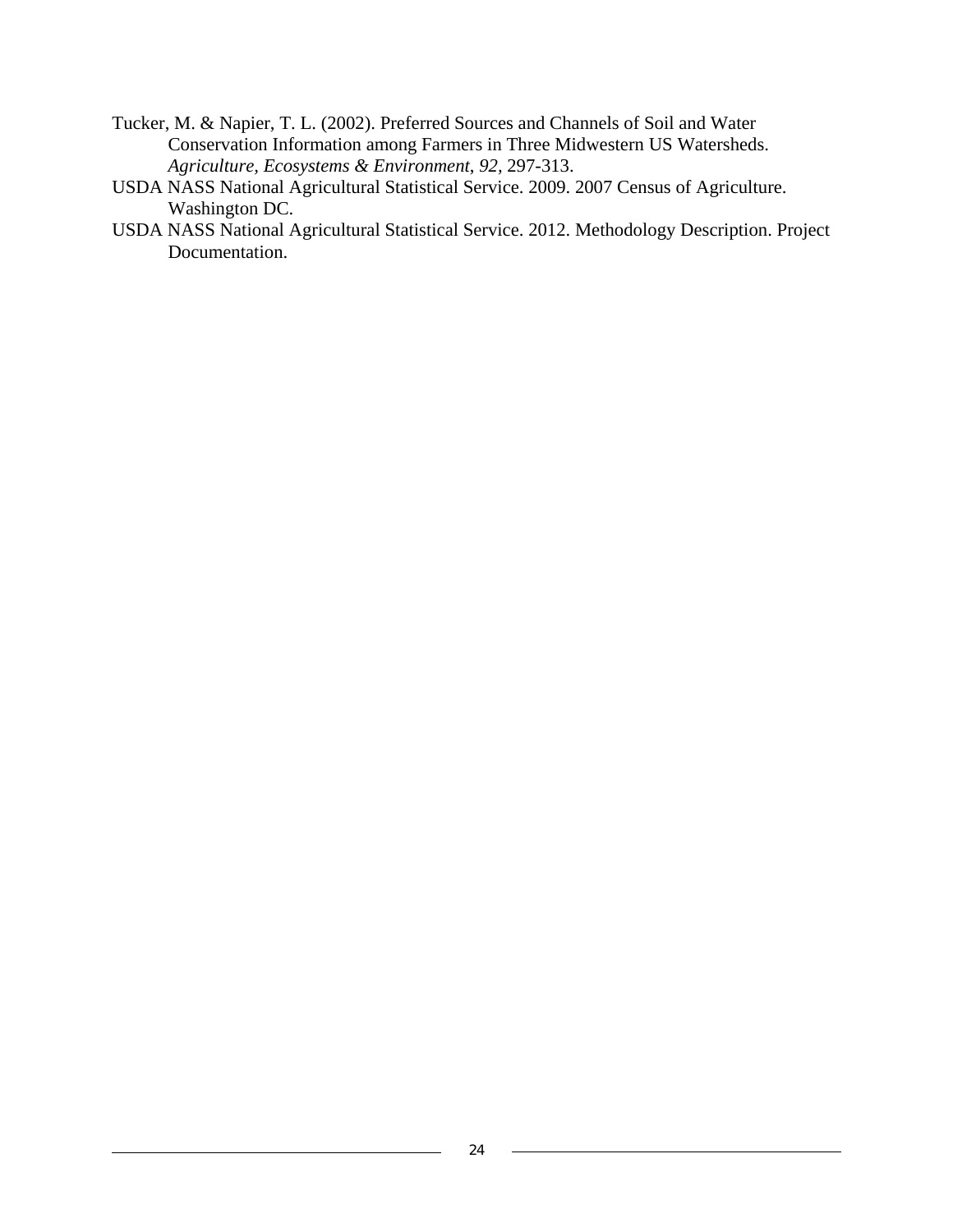Tucker, M. & Napier, T. L. (2002). Preferred Sources and Channels of Soil and Water Conservation Information among Farmers in Three Midwestern US Watersheds. *Agriculture, Ecosystems & Environment, 92*, 297-313.

USDA NASS National Agricultural Statistical Service. 2009. 2007 Census of Agriculture. Washington DC.

USDA NASS National Agricultural Statistical Service. 2012. Methodology Description. Project Documentation.